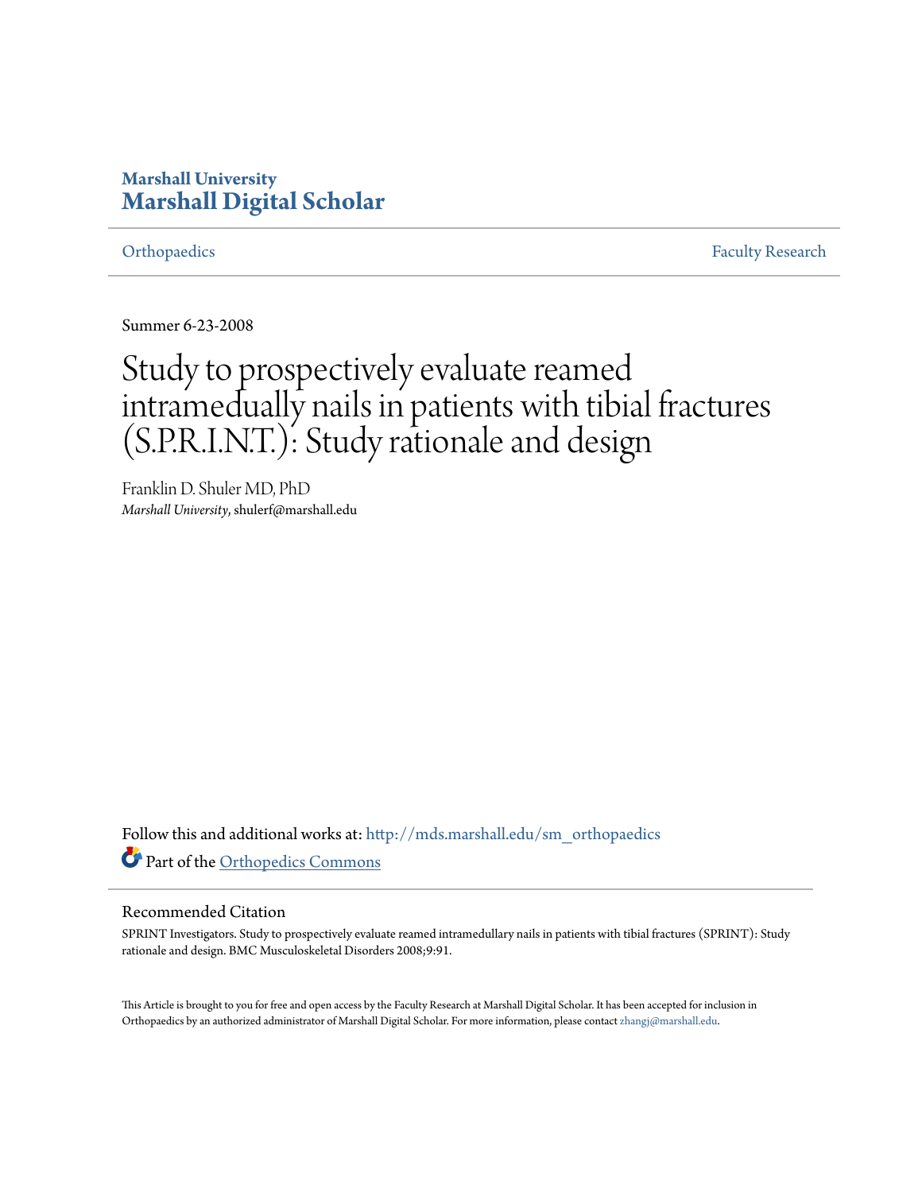Marshall University
# Marshall Digital Scholar

Orthopaedics Faculty Research

Summer 6-23-2008

# Study to prospectively evaluate reamed intramedually nails in patients with tibial fractures (S.P.R.I.N.T.): Study rationale and design

Franklin D. Shuler MD, PhD
*Marshall University*, shulerf@marshall.edu

Follow this and additional works at: http://mds.marshall.edu/sm_orthopaedics

Part of the Orthopedics Commons

## Recommended Citation

SPRINT Investigators. Study to prospectively evaluate reamed intramedullary nails in patients with tibial fractures (SPRINT): Study rationale and design. BMC Musculoskeletal Disorders 2008;9:91.

This Article is brought to you for free and open access by the Faculty Research at Marshall Digital Scholar. It has been accepted for inclusion in Orthopaedics by an authorized administrator of Marshall Digital Scholar. For more information, please contact zhangj@marshall.edu.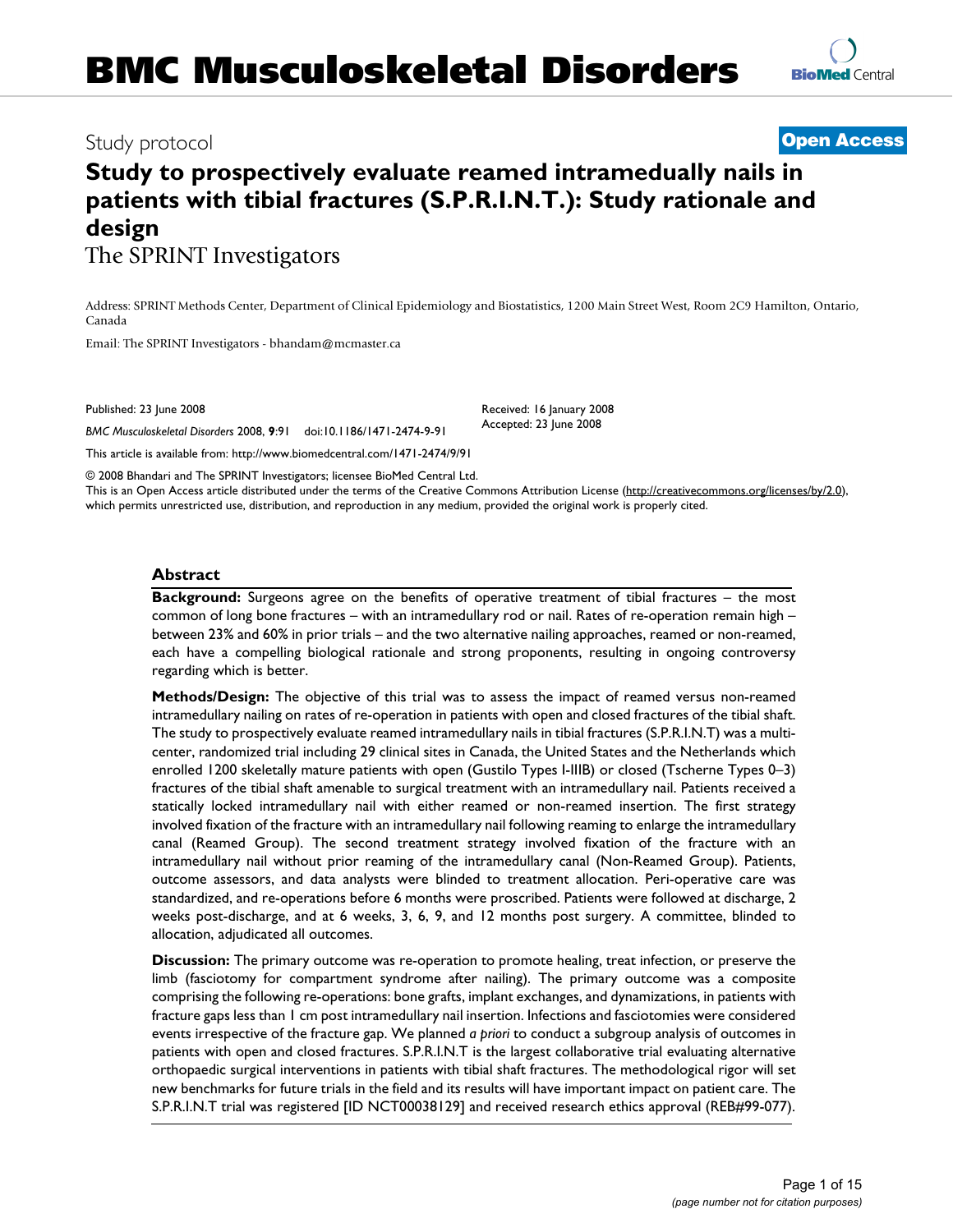# Study to prospectively evaluate reamed intramedually nails in patients with tibial fractures (S.P.R.I.N.T.): Study rationale and design

The SPRINT Investigators

Address: SPRINT Methods Center, Department of Clinical Epidemiology and Biostatistics, 1200 Main Street West, Room 2C9 Hamilton, Ontario, Canada

Email: The SPRINT Investigators - bhandam@mcmaster.ca

Published: 23 June 2008

*BMC Musculoskeletal Disorders* 2008, **9**:91 doi:10.1186/1471-2474-9-91

Received: 16 January 2008
Accepted: 23 June 2008

This article is available from: http://www.biomedcentral.com/1471-2474/9/91

© 2008 Bhandari and The SPRINT Investigators; licensee BioMed Central Ltd.
This is an Open Access article distributed under the terms of the Creative Commons Attribution License (http://creativecommons.org/licenses/by/2.0), which permits unrestricted use, distribution, and reproduction in any medium, provided the original work is properly cited.

## Abstract

**Background:** Surgeons agree on the benefits of operative treatment of tibial fractures – the most common of long bone fractures – with an intramedullary rod or nail. Rates of re-operation remain high – between 23% and 60% in prior trials – and the two alternative nailing approaches, reamed or non-reamed, each have a compelling biological rationale and strong proponents, resulting in ongoing controversy regarding which is better.

**Methods/Design:** The objective of this trial was to assess the impact of reamed versus non-reamed intramedullary nailing on rates of re-operation in patients with open and closed fractures of the tibial shaft. The study to prospectively evaluate reamed intramedullary nails in tibial fractures (S.P.R.I.N.T) was a multi-center, randomized trial including 29 clinical sites in Canada, the United States and the Netherlands which enrolled 1200 skeletally mature patients with open (Gustilo Types I-IIIB) or closed (Tscherne Types 0–3) fractures of the tibial shaft amenable to surgical treatment with an intramedullary nail. Patients received a statically locked intramedullary nail with either reamed or non-reamed insertion. The first strategy involved fixation of the fracture with an intramedullary nail following reaming to enlarge the intramedullary canal (Reamed Group). The second treatment strategy involved fixation of the fracture with an intramedullary nail without prior reaming of the intramedullary canal (Non-Reamed Group). Patients, outcome assessors, and data analysts were blinded to treatment allocation. Peri-operative care was standardized, and re-operations before 6 months were proscribed. Patients were followed at discharge, 2 weeks post-discharge, and at 6 weeks, 3, 6, 9, and 12 months post surgery. A committee, blinded to allocation, adjudicated all outcomes.

**Discussion:** The primary outcome was re-operation to promote healing, treat infection, or preserve the limb (fasciotomy for compartment syndrome after nailing). The primary outcome was a composite comprising the following re-operations: bone grafts, implant exchanges, and dynamizations, in patients with fracture gaps less than 1 cm post intramedullary nail insertion. Infections and fasciotomies were considered events irrespective of the fracture gap. We planned *a priori* to conduct a subgroup analysis of outcomes in patients with open and closed fractures. S.P.R.I.N.T is the largest collaborative trial evaluating alternative orthopaedic surgical interventions in patients with tibial shaft fractures. The methodological rigor will set new benchmarks for future trials in the field and its results will have important impact on patient care. The S.P.R.I.N.T trial was registered [ID NCT00038129] and received research ethics approval (REB#99-077).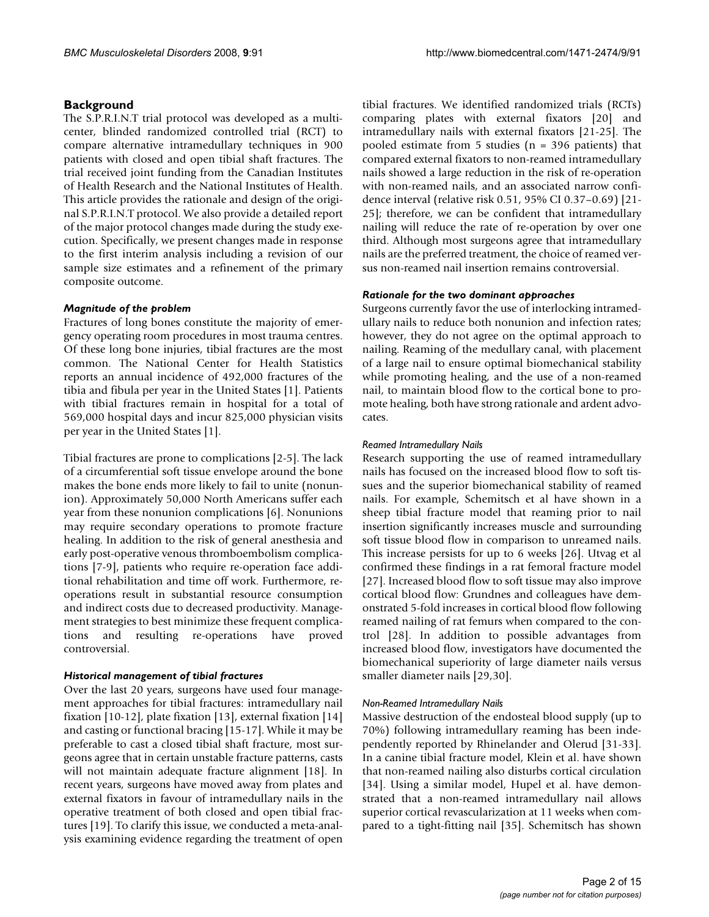## Background

The S.P.R.I.N.T trial protocol was developed as a multicenter, blinded randomized controlled trial (RCT) to compare alternative intramedullary techniques in 900 patients with closed and open tibial shaft fractures. The trial received joint funding from the Canadian Institutes of Health Research and the National Institutes of Health. This article provides the rationale and design of the original S.P.R.I.N.T protocol. We also provide a detailed report of the major protocol changes made during the study execution. Specifically, we present changes made in response to the first interim analysis including a revision of our sample size estimates and a refinement of the primary composite outcome.

### *Magnitude of the problem*

Fractures of long bones constitute the majority of emergency operating room procedures in most trauma centres. Of these long bone injuries, tibial fractures are the most common. The National Center for Health Statistics reports an annual incidence of 492,000 fractures of the tibia and fibula per year in the United States [1]. Patients with tibial fractures remain in hospital for a total of 569,000 hospital days and incur 825,000 physician visits per year in the United States [1].

Tibial fractures are prone to complications [2-5]. The lack of a circumferential soft tissue envelope around the bone makes the bone ends more likely to fail to unite (nonunion). Approximately 50,000 North Americans suffer each year from these nonunion complications [6]. Nonunions may require secondary operations to promote fracture healing. In addition to the risk of general anesthesia and early post-operative venous thromboembolism complications [7-9], patients who require re-operation face additional rehabilitation and time off work. Furthermore, re-operations result in substantial resource consumption and indirect costs due to decreased productivity. Management strategies to best minimize these frequent complications and resulting re-operations have proved controversial.

### *Historical management of tibial fractures*

Over the last 20 years, surgeons have used four management approaches for tibial fractures: intramedullary nail fixation [10-12], plate fixation [13], external fixation [14] and casting or functional bracing [15-17]. While it may be preferable to cast a closed tibial shaft fracture, most surgeons agree that in certain unstable fracture patterns, casts will not maintain adequate fracture alignment [18]. In recent years, surgeons have moved away from plates and external fixators in favour of intramedullary nails in the operative treatment of both closed and open tibial fractures [19]. To clarify this issue, we conducted a meta-analysis examining evidence regarding the treatment of open tibial fractures. We identified randomized trials (RCTs) comparing plates with external fixators [20] and intramedullary nails with external fixators [21-25]. The pooled estimate from 5 studies (n = 396 patients) that compared external fixators to non-reamed intramedullary nails showed a large reduction in the risk of re-operation with non-reamed nails, and an associated narrow confidence interval (relative risk 0.51, 95% CI 0.37–0.69) [21-25]; therefore, we can be confident that intramedullary nailing will reduce the rate of re-operation by over one third. Although most surgeons agree that intramedullary nails are the preferred treatment, the choice of reamed versus non-reamed nail insertion remains controversial.

### *Rationale for the two dominant approaches*

Surgeons currently favor the use of interlocking intramedullary nails to reduce both nonunion and infection rates; however, they do not agree on the optimal approach to nailing. Reaming of the medullary canal, with placement of a large nail to ensure optimal biomechanical stability while promoting healing, and the use of a non-reamed nail, to maintain blood flow to the cortical bone to promote healing, both have strong rationale and ardent advocates.

#### *Reamed Intramedullary Nails*

Research supporting the use of reamed intramedullary nails has focused on the increased blood flow to soft tissues and the superior biomechanical stability of reamed nails. For example, Schemitsch et al have shown in a sheep tibial fracture model that reaming prior to nail insertion significantly increases muscle and surrounding soft tissue blood flow in comparison to unreamed nails. This increase persists for up to 6 weeks [26]. Utvag et al confirmed these findings in a rat femoral fracture model [27]. Increased blood flow to soft tissue may also improve cortical blood flow: Grundnes and colleagues have demonstrated 5-fold increases in cortical blood flow following reamed nailing of rat femurs when compared to the control [28]. In addition to possible advantages from increased blood flow, investigators have documented the biomechanical superiority of large diameter nails versus smaller diameter nails [29,30].

#### *Non-Reamed Intramedullary Nails*

Massive destruction of the endosteal blood supply (up to 70%) following intramedullary reaming has been independently reported by Rhinelander and Olerud [31-33]. In a canine tibial fracture model, Klein et al. have shown that non-reamed nailing also disturbs cortical circulation [34]. Using a similar model, Hupel et al. have demonstrated that a non-reamed intramedullary nail allows superior cortical revascularization at 11 weeks when compared to a tight-fitting nail [35]. Schemitsch has shown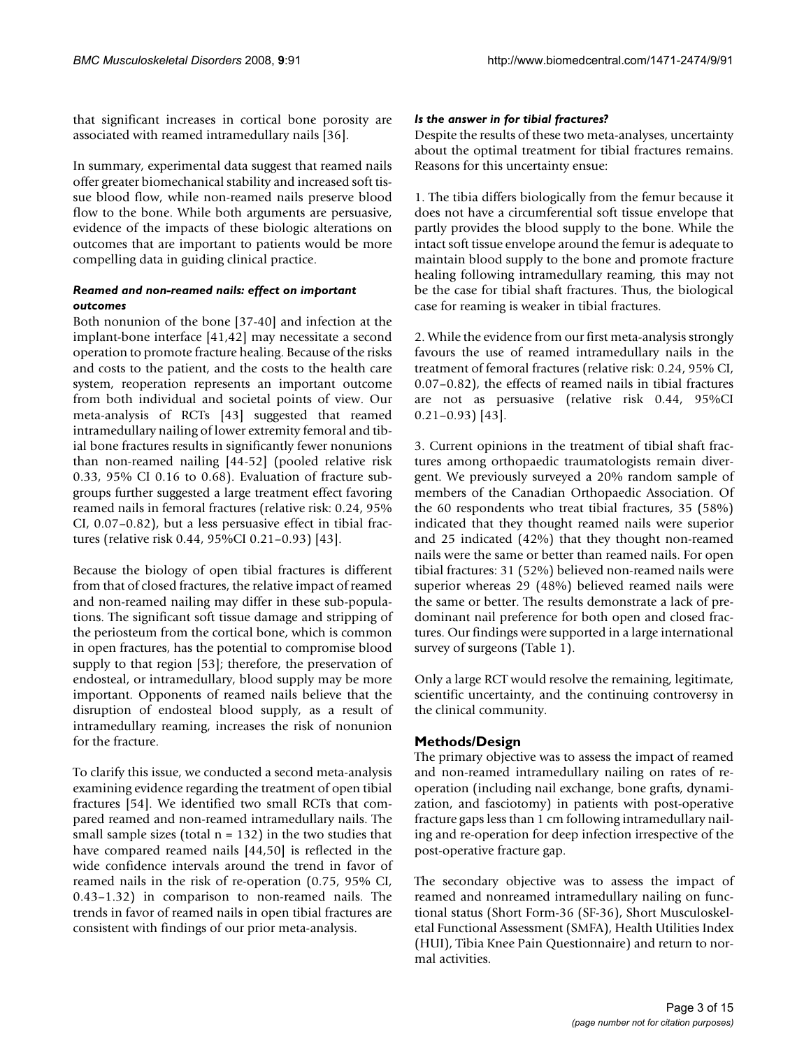that significant increases in cortical bone porosity are associated with reamed intramedullary nails [36].

In summary, experimental data suggest that reamed nails offer greater biomechanical stability and increased soft tissue blood flow, while non-reamed nails preserve blood flow to the bone. While both arguments are persuasive, evidence of the impacts of these biologic alterations on outcomes that are important to patients would be more compelling data in guiding clinical practice.

### *Reamed and non-reamed nails: effect on important outcomes*

Both nonunion of the bone [37-40] and infection at the implant-bone interface [41,42] may necessitate a second operation to promote fracture healing. Because of the risks and costs to the patient, and the costs to the health care system, reoperation represents an important outcome from both individual and societal points of view. Our meta-analysis of RCTs [43] suggested that reamed intramedullary nailing of lower extremity femoral and tibial bone fractures results in significantly fewer nonunions than non-reamed nailing [44-52] (pooled relative risk 0.33, 95% CI 0.16 to 0.68). Evaluation of fracture subgroups further suggested a large treatment effect favoring reamed nails in femoral fractures (relative risk: 0.24, 95% CI, 0.07–0.82), but a less persuasive effect in tibial fractures (relative risk 0.44, 95%CI 0.21–0.93) [43].

Because the biology of open tibial fractures is different from that of closed fractures, the relative impact of reamed and non-reamed nailing may differ in these sub-populations. The significant soft tissue damage and stripping of the periosteum from the cortical bone, which is common in open fractures, has the potential to compromise blood supply to that region [53]; therefore, the preservation of endosteal, or intramedullary, blood supply may be more important. Opponents of reamed nails believe that the disruption of endosteal blood supply, as a result of intramedullary reaming, increases the risk of nonunion for the fracture.

To clarify this issue, we conducted a second meta-analysis examining evidence regarding the treatment of open tibial fractures [54]. We identified two small RCTs that compared reamed and non-reamed intramedullary nails. The small sample sizes (total n = 132) in the two studies that have compared reamed nails [44,50] is reflected in the wide confidence intervals around the trend in favor of reamed nails in the risk of re-operation (0.75, 95% CI, 0.43–1.32) in comparison to non-reamed nails. The trends in favor of reamed nails in open tibial fractures are consistent with findings of our prior meta-analysis.

### *Is the answer in for tibial fractures?*

Despite the results of these two meta-analyses, uncertainty about the optimal treatment for tibial fractures remains. Reasons for this uncertainty ensue:

1. The tibia differs biologically from the femur because it does not have a circumferential soft tissue envelope that partly provides the blood supply to the bone. While the intact soft tissue envelope around the femur is adequate to maintain blood supply to the bone and promote fracture healing following intramedullary reaming, this may not be the case for tibial shaft fractures. Thus, the biological case for reaming is weaker in tibial fractures.

2. While the evidence from our first meta-analysis strongly favours the use of reamed intramedullary nails in the treatment of femoral fractures (relative risk: 0.24, 95% CI, 0.07–0.82), the effects of reamed nails in tibial fractures are not as persuasive (relative risk 0.44, 95%CI 0.21–0.93) [43].

3. Current opinions in the treatment of tibial shaft fractures among orthopaedic traumatologists remain divergent. We previously surveyed a 20% random sample of members of the Canadian Orthopaedic Association. Of the 60 respondents who treat tibial fractures, 35 (58%) indicated that they thought reamed nails were superior and 25 indicated (42%) that they thought non-reamed nails were the same or better than reamed nails. For open tibial fractures: 31 (52%) believed non-reamed nails were superior whereas 29 (48%) believed reamed nails were the same or better. The results demonstrate a lack of predominant nail preference for both open and closed fractures. Our findings were supported in a large international survey of surgeons (Table 1).

Only a large RCT would resolve the remaining, legitimate, scientific uncertainty, and the continuing controversy in the clinical community.

## Methods/Design

The primary objective was to assess the impact of reamed and non-reamed intramedullary nailing on rates of re-operation (including nail exchange, bone grafts, dynamization, and fasciotomy) in patients with post-operative fracture gaps less than 1 cm following intramedullary nailing and re-operation for deep infection irrespective of the post-operative fracture gap.

The secondary objective was to assess the impact of reamed and nonreamed intramedullary nailing on functional status (Short Form-36 (SF-36), Short Musculoskeletal Functional Assessment (SMFA), Health Utilities Index (HUI), Tibia Knee Pain Questionnaire) and return to normal activities.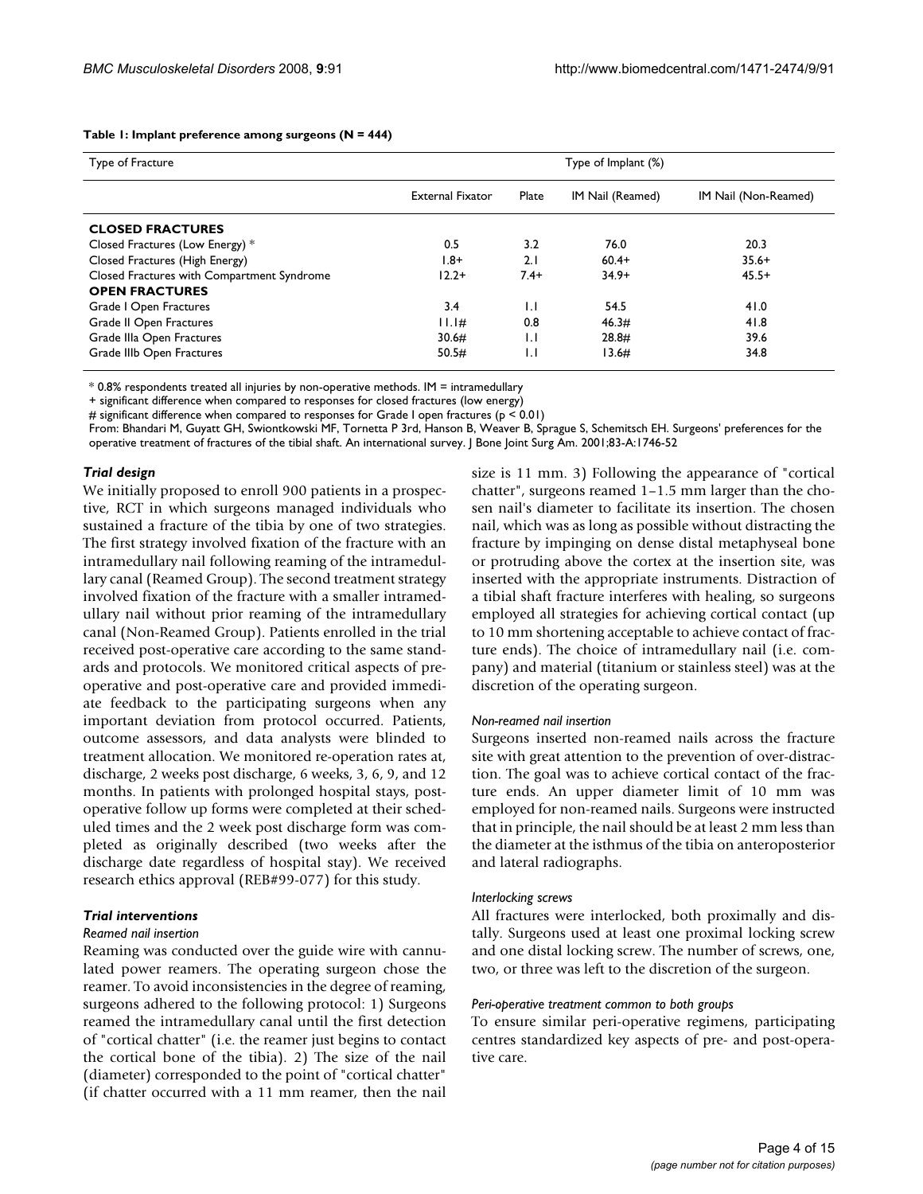**Table 1: Implant preference among surgeons (N = 444)**

| Type of Fracture | Type of Implant (%) | | | |
|---|---|---|---|---|
| | External Fixator | Plate | IM Nail (Reamed) | IM Nail (Non-Reamed) |
| **CLOSED FRACTURES** | | | | |
| Closed Fractures (Low Energy) * | 0.5 | 3.2 | 76.0 | 20.3 |
| Closed Fractures (High Energy) | 1.8+ | 2.1 | 60.4+ | 35.6+ |
| Closed Fractures with Compartment Syndrome | 12.2+ | 7.4+ | 34.9+ | 45.5+ |
| **OPEN FRACTURES** | | | | |
| Grade I Open Fractures | 3.4 | 1.1 | 54.5 | 41.0 |
| Grade II Open Fractures | 11.1# | 0.8 | 46.3# | 41.8 |
| Grade IIIa Open Fractures | 30.6# | 1.1 | 28.8# | 39.6 |
| Grade IIIb Open Fractures | 50.5# | 1.1 | 13.6# | 34.8 |

* 0.8% respondents treated all injuries by non-operative methods. IM = intramedullary

+ significant difference when compared to responses for closed fractures (low energy)

# significant difference when compared to responses for Grade I open fractures ($p < 0.01$)

From: Bhandari M, Guyatt GH, Swiontkowski MF, Tornetta P 3rd, Hanson B, Weaver B, Sprague S, Schemitsch EH. Surgeons' preferences for the operative treatment of fractures of the tibial shaft. An international survey. J Bone Joint Surg Am. 2001;83-A:1746-52

### *Trial design*

We initially proposed to enroll 900 patients in a prospective, RCT in which surgeons managed individuals who sustained a fracture of the tibia by one of two strategies. The first strategy involved fixation of the fracture with an intramedullary nail following reaming of the intramedullary canal (Reamed Group). The second treatment strategy involved fixation of the fracture with a smaller intramedullary nail without prior reaming of the intramedullary canal (Non-Reamed Group). Patients enrolled in the trial received post-operative care according to the same standards and protocols. We monitored critical aspects of pre-operative and post-operative care and provided immediate feedback to the participating surgeons when any important deviation from protocol occurred. Patients, outcome assessors, and data analysts were blinded to treatment allocation. We monitored re-operation rates at, discharge, 2 weeks post discharge, 6 weeks, 3, 6, 9, and 12 months. In patients with prolonged hospital stays, post-operative follow up forms were completed at their scheduled times and the 2 week post discharge form was completed as originally described (two weeks after the discharge date regardless of hospital stay). We received research ethics approval (REB#99-077) for this study.

### *Trial interventions*

#### *Reamed nail insertion*

Reaming was conducted over the guide wire with cannulated power reamers. The operating surgeon chose the reamer. To avoid inconsistencies in the degree of reaming, surgeons adhered to the following protocol: 1) Surgeons reamed the intramedullary canal until the first detection of "cortical chatter" (i.e. the reamer just begins to contact the cortical bone of the tibia). 2) The size of the nail (diameter) corresponded to the point of "cortical chatter" (if chatter occurred with a 11 mm reamer, then the nail size is 11 mm. 3) Following the appearance of "cortical chatter", surgeons reamed 1–1.5 mm larger than the chosen nail's diameter to facilitate its insertion. The chosen nail, which was as long as possible without distracting the fracture by impinging on dense distal metaphyseal bone or protruding above the cortex at the insertion site, was inserted with the appropriate instruments. Distraction of a tibial shaft fracture interferes with healing, so surgeons employed all strategies for achieving cortical contact (up to 10 mm shortening acceptable to achieve contact of fracture ends). The choice of intramedullary nail (i.e. company) and material (titanium or stainless steel) was at the discretion of the operating surgeon.

#### *Non-reamed nail insertion*

Surgeons inserted non-reamed nails across the fracture site with great attention to the prevention of over-distraction. The goal was to achieve cortical contact of the fracture ends. An upper diameter limit of 10 mm was employed for non-reamed nails. Surgeons were instructed that in principle, the nail should be at least 2 mm less than the diameter at the isthmus of the tibia on anteroposterior and lateral radiographs.

#### *Interlocking screws*

All fractures were interlocked, both proximally and distally. Surgeons used at least one proximal locking screw and one distal locking screw. The number of screws, one, two, or three was left to the discretion of the surgeon.

#### *Peri-operative treatment common to both groups*

To ensure similar peri-operative regimens, participating centres standardized key aspects of pre- and post-operative care.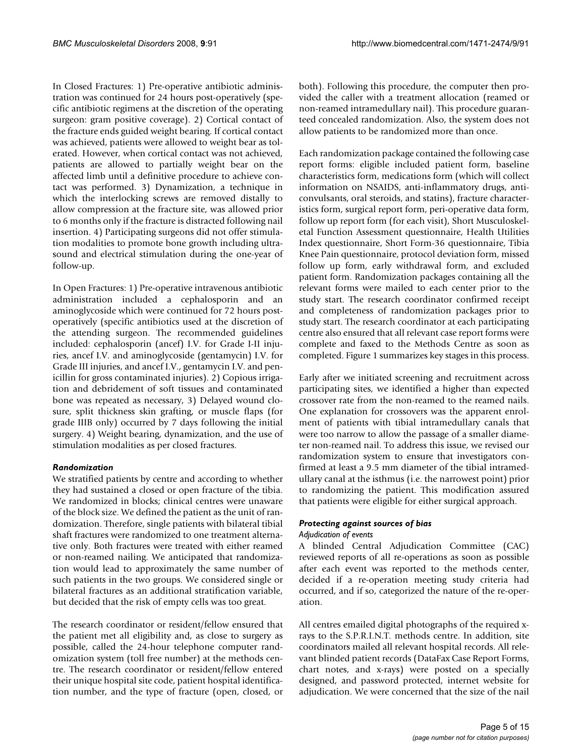In Closed Fractures: 1) Pre-operative antibiotic administration was continued for 24 hours post-operatively (specific antibiotic regimens at the discretion of the operating surgeon: gram positive coverage). 2) Cortical contact of the fracture ends guided weight bearing. If cortical contact was achieved, patients were allowed to weight bear as tolerated. However, when cortical contact was not achieved, patients are allowed to partially weight bear on the affected limb until a definitive procedure to achieve contact was performed. 3) Dynamization, a technique in which the interlocking screws are removed distally to allow compression at the fracture site, was allowed prior to 6 months only if the fracture is distracted following nail insertion. 4) Participating surgeons did not offer stimulation modalities to promote bone growth including ultrasound and electrical stimulation during the one-year of follow-up.

In Open Fractures: 1) Pre-operative intravenous antibiotic administration included a cephalosporin and an aminoglycoside which were continued for 72 hours post-operatively (specific antibiotics used at the discretion of the attending surgeon. The recommended guidelines included: cephalosporin (ancef) I.V. for Grade I-II injuries, ancef I.V. and aminoglycoside (gentamycin) I.V. for Grade III injuries, and ancef I.V., gentamycin I.V. and penicillin for gross contaminated injuries). 2) Copious irrigation and debridement of soft tissues and contaminated bone was repeated as necessary, 3) Delayed wound closure, split thickness skin grafting, or muscle flaps (for grade IIIB only) occurred by 7 days following the initial surgery. 4) Weight bearing, dynamization, and the use of stimulation modalities as per closed fractures.

### *Randomization*

We stratified patients by centre and according to whether they had sustained a closed or open fracture of the tibia. We randomized in blocks; clinical centres were unaware of the block size. We defined the patient as the unit of randomization. Therefore, single patients with bilateral tibial shaft fractures were randomized to one treatment alternative only. Both fractures were treated with either reamed or non-reamed nailing. We anticipated that randomization would lead to approximately the same number of such patients in the two groups. We considered single or bilateral fractures as an additional stratification variable, but decided that the risk of empty cells was too great.

The research coordinator or resident/fellow ensured that the patient met all eligibility and, as close to surgery as possible, called the 24-hour telephone computer randomization system (toll free number) at the methods centre. The research coordinator or resident/fellow entered their unique hospital site code, patient hospital identification number, and the type of fracture (open, closed, or both). Following this procedure, the computer then provided the caller with a treatment allocation (reamed or non-reamed intramedullary nail). This procedure guaranteed concealed randomization. Also, the system does not allow patients to be randomized more than once.

Each randomization package contained the following case report forms: eligible included patient form, baseline characteristics form, medications form (which will collect information on NSAIDS, anti-inflammatory drugs, anticonvulsants, oral steroids, and statins), fracture characteristics form, surgical report form, peri-operative data form, follow up report form (for each visit), Short Musculoskeletal Function Assessment questionnaire, Health Utilities Index questionnaire, Short Form-36 questionnaire, Tibia Knee Pain questionnaire, protocol deviation form, missed follow up form, early withdrawal form, and excluded patient form. Randomization packages containing all the relevant forms were mailed to each center prior to the study start. The research coordinator confirmed receipt and completeness of randomization packages prior to study start. The research coordinator at each participating centre also ensured that all relevant case report forms were complete and faxed to the Methods Centre as soon as completed. Figure 1 summarizes key stages in this process.

Early after we initiated screening and recruitment across participating sites, we identified a higher than expected crossover rate from the non-reamed to the reamed nails. One explanation for crossovers was the apparent enrolment of patients with tibial intramedullary canals that were too narrow to allow the passage of a smaller diameter non-reamed nail. To address this issue, we revised our randomization system to ensure that investigators confirmed at least a 9.5 mm diameter of the tibial intramedullary canal at the isthmus (i.e. the narrowest point) prior to randomizing the patient. This modification assured that patients were eligible for either surgical approach.

### *Protecting against sources of bias*

#### *Adjudication of events*

A blinded Central Adjudication Committee (CAC) reviewed reports of all re-operations as soon as possible after each event was reported to the methods center, decided if a re-operation meeting study criteria had occurred, and if so, categorized the nature of the re-operation.

All centres emailed digital photographs of the required x-rays to the S.P.R.I.N.T. methods centre. In addition, site coordinators mailed all relevant hospital records. All relevant blinded patient records (DataFax Case Report Forms, chart notes, and x-rays) were posted on a specially designed, and password protected, internet website for adjudication. We were concerned that the size of the nail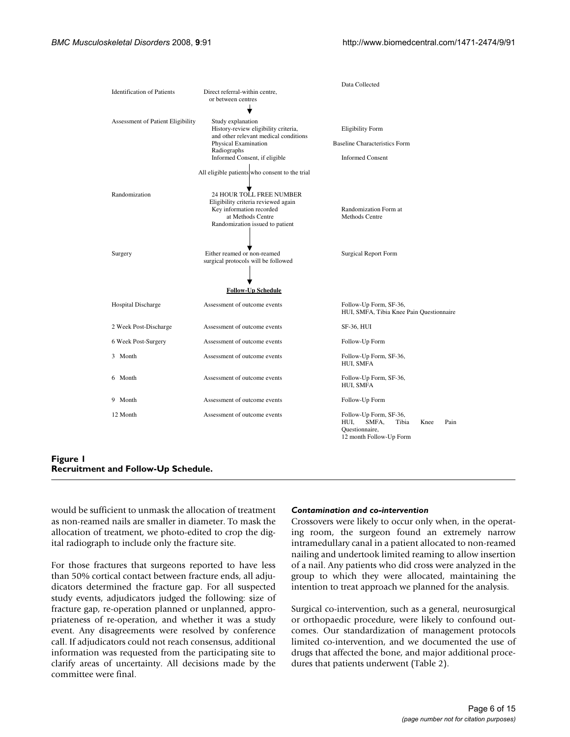| | | Data Collected |
|---|---|---|
| Identification of Patients | Direct referral-within centre, or between centres | |
| Assessment of Patient Eligibility | Study explanation<br>History-review eligibility criteria, and other relevant medical conditions<br>Physical Examination<br>Radiographs<br>Informed Consent, if eligible | Eligibility Form<br>Baseline Characteristics Form<br>Informed Consent |
| | All eligible patients who consent to the trial | |
| Randomization | 24 HOUR TOLL FREE NUMBER<br>Eligibility criteria reviewed again<br>Key information recorded at Methods Centre<br>Randomization issued to patient | Randomization Form at Methods Centre |
| Surgery | Either reamed or non-reamed surgical protocols will be followed | Surgical Report Form |
| | **Follow-Up Schedule** | |
| Hospital Discharge | Assessment of outcome events | Follow-Up Form, SF-36, HUI, SMFA, Tibia Knee Pain Questionnaire |
| 2 Week Post-Discharge | Assessment of outcome events | SF-36, HUI |
| 6 Week Post-Surgery | Assessment of outcome events | Follow-Up Form |
| 3 Month | Assessment of outcome events | Follow-Up Form, SF-36, HUI, SMFA |
| 6 Month | Assessment of outcome events | Follow-Up Form, SF-36, HUI, SMFA |
| 9 Month | Assessment of outcome events | Follow-Up Form |
| 12 Month | Assessment of outcome events | Follow-Up Form, SF-36, HUI, SMFA, Tibia Knee Pain Questionnaire, 12 month Follow-Up Form |

**Figure 1**
**Recruitment and Follow-Up Schedule.**

would be sufficient to unmask the allocation of treatment as non-reamed nails are smaller in diameter. To mask the allocation of treatment, we photo-edited to crop the digital radiograph to include only the fracture site.

For those fractures that surgeons reported to have less than 50% cortical contact between fracture ends, all adjudicators determined the fracture gap. For all suspected study events, adjudicators judged the following: size of fracture gap, re-operation planned or unplanned, appropriateness of re-operation, and whether it was a study event. Any disagreements were resolved by conference call. If adjudicators could not reach consensus, additional information was requested from the participating site to clarify areas of uncertainty. All decisions made by the committee were final.

#### *Contamination and co-intervention*

Crossovers were likely to occur only when, in the operating room, the surgeon found an extremely narrow intramedullary canal in a patient allocated to non-reamed nailing and undertook limited reaming to allow insertion of a nail. Any patients who did cross were analyzed in the group to which they were allocated, maintaining the intention to treat approach we planned for the analysis.

Surgical co-intervention, such as a general, neurosurgical or orthopaedic procedure, were likely to confound outcomes. Our standardization of management protocols limited co-intervention, and we documented the use of drugs that affected the bone, and major additional procedures that patients underwent (Table 2).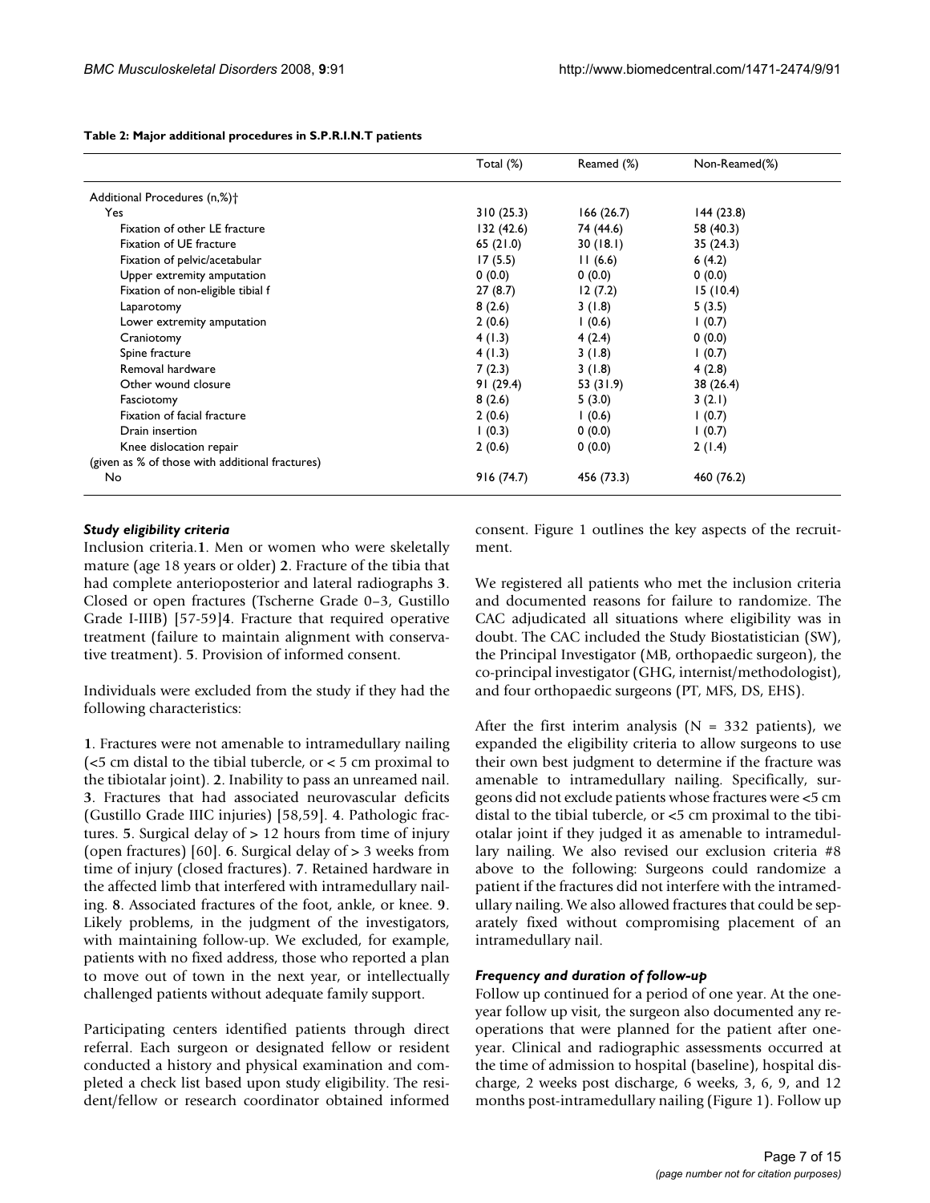**Table 2: Major additional procedures in S.P.R.I.N.T patients**

| | Total (%) | Reamed (%) | Non-Reamed(%) |
|---|---|---|---|
| Additional Procedures (n,%)† | | | |
| Yes | 310 (25.3) | 166 (26.7) | 144 (23.8) |
| Fixation of other LE fracture | 132 (42.6) | 74 (44.6) | 58 (40.3) |
| Fixation of UE fracture | 65 (21.0) | 30 (18.1) | 35 (24.3) |
| Fixation of pelvic/acetabular | 17 (5.5) | 11 (6.6) | 6 (4.2) |
| Upper extremity amputation | 0 (0.0) | 0 (0.0) | 0 (0.0) |
| Fixation of non-eligible tibial f | 27 (8.7) | 12 (7.2) | 15 (10.4) |
| Laparotomy | 8 (2.6) | 3 (1.8) | 5 (3.5) |
| Lower extremity amputation | 2 (0.6) | 1 (0.6) | 1 (0.7) |
| Craniotomy | 4 (1.3) | 4 (2.4) | 0 (0.0) |
| Spine fracture | 4 (1.3) | 3 (1.8) | 1 (0.7) |
| Removal hardware | 7 (2.3) | 3 (1.8) | 4 (2.8) |
| Other wound closure | 91 (29.4) | 53 (31.9) | 38 (26.4) |
| Fasciotomy | 8 (2.6) | 5 (3.0) | 3 (2.1) |
| Fixation of facial fracture | 2 (0.6) | 1 (0.6) | 1 (0.7) |
| Drain insertion | 1 (0.3) | 0 (0.0) | 1 (0.7) |
| Knee dislocation repair | 2 (0.6) | 0 (0.0) | 2 (1.4) |
| (given as % of those with additional fractures) | | | |
| No | 916 (74.7) | 456 (73.3) | 460 (76.2) |

### *Study eligibility criteria*

Inclusion criteria.**1**. Men or women who were skeletally mature (age 18 years or older) **2**. Fracture of the tibia that had complete anterioposterior and lateral radiographs **3**. Closed or open fractures (Tscherne Grade 0–3, Gustillo Grade I-IIIB) [57-59]**4**. Fracture that required operative treatment (failure to maintain alignment with conservative treatment). **5**. Provision of informed consent.

Individuals were excluded from the study if they had the following characteristics:

**1**. Fractures were not amenable to intramedullary nailing (<5 cm distal to the tibial tubercle, or < 5 cm proximal to the tibiotalar joint). **2**. Inability to pass an unreamed nail. **3**. Fractures that had associated neurovascular deficits (Gustillo Grade IIIC injuries) [58,59]. **4**. Pathologic fractures. **5**. Surgical delay of > 12 hours from time of injury (open fractures) [60]. **6**. Surgical delay of > 3 weeks from time of injury (closed fractures). **7**. Retained hardware in the affected limb that interfered with intramedullary nailing. **8**. Associated fractures of the foot, ankle, or knee. **9**. Likely problems, in the judgment of the investigators, with maintaining follow-up. We excluded, for example, patients with no fixed address, those who reported a plan to move out of town in the next year, or intellectually challenged patients without adequate family support.

Participating centers identified patients through direct referral. Each surgeon or designated fellow or resident conducted a history and physical examination and completed a check list based upon study eligibility. The resident/fellow or research coordinator obtained informed consent. Figure 1 outlines the key aspects of the recruitment.

We registered all patients who met the inclusion criteria and documented reasons for failure to randomize. The CAC adjudicated all situations where eligibility was in doubt. The CAC included the Study Biostatistician (SW), the Principal Investigator (MB, orthopaedic surgeon), the co-principal investigator (GHG, internist/methodologist), and four orthopaedic surgeons (PT, MFS, DS, EHS).

After the first interim analysis (N = 332 patients), we expanded the eligibility criteria to allow surgeons to use their own best judgment to determine if the fracture was amenable to intramedullary nailing. Specifically, surgeons did not exclude patients whose fractures were <5 cm distal to the tibial tubercle, or <5 cm proximal to the tibiotalar joint if they judged it as amenable to intramedullary nailing. We also revised our exclusion criteria #8 above to the following: Surgeons could randomize a patient if the fractures did not interfere with the intramedullary nailing. We also allowed fractures that could be separately fixed without compromising placement of an intramedullary nail.

### *Frequency and duration of follow-up*

Follow up continued for a period of one year. At the one-year follow up visit, the surgeon also documented any re-operations that were planned for the patient after one-year. Clinical and radiographic assessments occurred at the time of admission to hospital (baseline), hospital discharge, 2 weeks post discharge, 6 weeks, 3, 6, 9, and 12 months post-intramedullary nailing (Figure 1). Follow up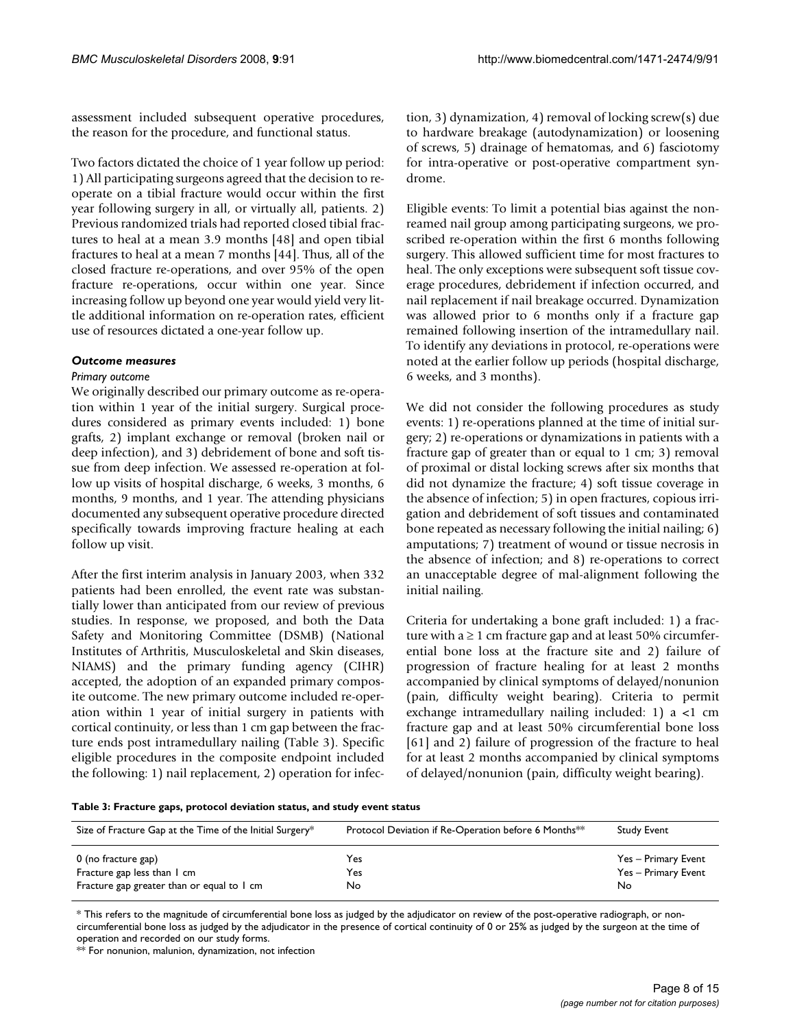assessment included subsequent operative procedures, the reason for the procedure, and functional status.

Two factors dictated the choice of 1 year follow up period: 1) All participating surgeons agreed that the decision to re-operate on a tibial fracture would occur within the first year following surgery in all, or virtually all, patients. 2) Previous randomized trials had reported closed tibial fractures to heal at a mean 3.9 months [48] and open tibial fractures to heal at a mean 7 months [44]. Thus, all of the closed fracture re-operations, and over 95% of the open fracture re-operations, occur within one year. Since increasing follow up beyond one year would yield very little additional information on re-operation rates, efficient use of resources dictated a one-year follow up.

### *Outcome measures*

#### *Primary outcome*

We originally described our primary outcome as re-operation within 1 year of the initial surgery. Surgical procedures considered as primary events included: 1) bone grafts, 2) implant exchange or removal (broken nail or deep infection), and 3) debridement of bone and soft tissue from deep infection. We assessed re-operation at follow up visits of hospital discharge, 6 weeks, 3 months, 6 months, 9 months, and 1 year. The attending physicians documented any subsequent operative procedure directed specifically towards improving fracture healing at each follow up visit.

After the first interim analysis in January 2003, when 332 patients had been enrolled, the event rate was substantially lower than anticipated from our review of previous studies. In response, we proposed, and both the Data Safety and Monitoring Committee (DSMB) (National Institutes of Arthritis, Musculoskeletal and Skin diseases, NIAMS) and the primary funding agency (CIHR) accepted, the adoption of an expanded primary composite outcome. The new primary outcome included re-operation within 1 year of initial surgery in patients with cortical continuity, or less than 1 cm gap between the fracture ends post intramedullary nailing (Table 3). Specific eligible procedures in the composite endpoint included the following: 1) nail replacement, 2) operation for infection, 3) dynamization, 4) removal of locking screw(s) due to hardware breakage (autodynamization) or loosening of screws, 5) drainage of hematomas, and 6) fasciotomy for intra-operative or post-operative compartment syndrome.

Eligible events: To limit a potential bias against the non-reamed nail group among participating surgeons, we proscribed re-operation within the first 6 months following surgery. This allowed sufficient time for most fractures to heal. The only exceptions were subsequent soft tissue coverage procedures, debridement if infection occurred, and nail replacement if nail breakage occurred. Dynamization was allowed prior to 6 months only if a fracture gap remained following insertion of the intramedullary nail. To identify any deviations in protocol, re-operations were noted at the earlier follow up periods (hospital discharge, 6 weeks, and 3 months).

We did not consider the following procedures as study events: 1) re-operations planned at the time of initial surgery; 2) re-operations or dynamizations in patients with a fracture gap of greater than or equal to 1 cm; 3) removal of proximal or distal locking screws after six months that did not dynamize the fracture; 4) soft tissue coverage in the absence of infection; 5) in open fractures, copious irrigation and debridement of soft tissues and contaminated bone repeated as necessary following the initial nailing; 6) amputations; 7) treatment of wound or tissue necrosis in the absence of infection; and 8) re-operations to correct an unacceptable degree of mal-alignment following the initial nailing.

Criteria for undertaking a bone graft included: 1) a fracture with a ≥ 1 cm fracture gap and at least 50% circumferential bone loss at the fracture site and 2) failure of progression of fracture healing for at least 2 months accompanied by clinical symptoms of delayed/nonunion (pain, difficulty weight bearing). Criteria to permit exchange intramedullary nailing included: 1) a <1 cm fracture gap and at least 50% circumferential bone loss [61] and 2) failure of progression of the fracture to heal for at least 2 months accompanied by clinical symptoms of delayed/nonunion (pain, difficulty weight bearing).

**Table 3: Fracture gaps, protocol deviation status, and study event status**

| Size of Fracture Gap at the Time of the Initial Surgery* | Protocol Deviation if Re-Operation before 6 Months** | Study Event |
|---|---|---|
| 0 (no fracture gap) | Yes | Yes – Primary Event |
| Fracture gap less than 1 cm | Yes | Yes – Primary Event |
| Fracture gap greater than or equal to 1 cm | No | No |

* This refers to the magnitude of circumferential bone loss as judged by the adjudicator on review of the post-operative radiograph, or non-circumferential bone loss as judged by the adjudicator in the presence of cortical continuity of 0 or 25% as judged by the surgeon at the time of operation and recorded on our study forms.

** For nonunion, malunion, dynamization, not infection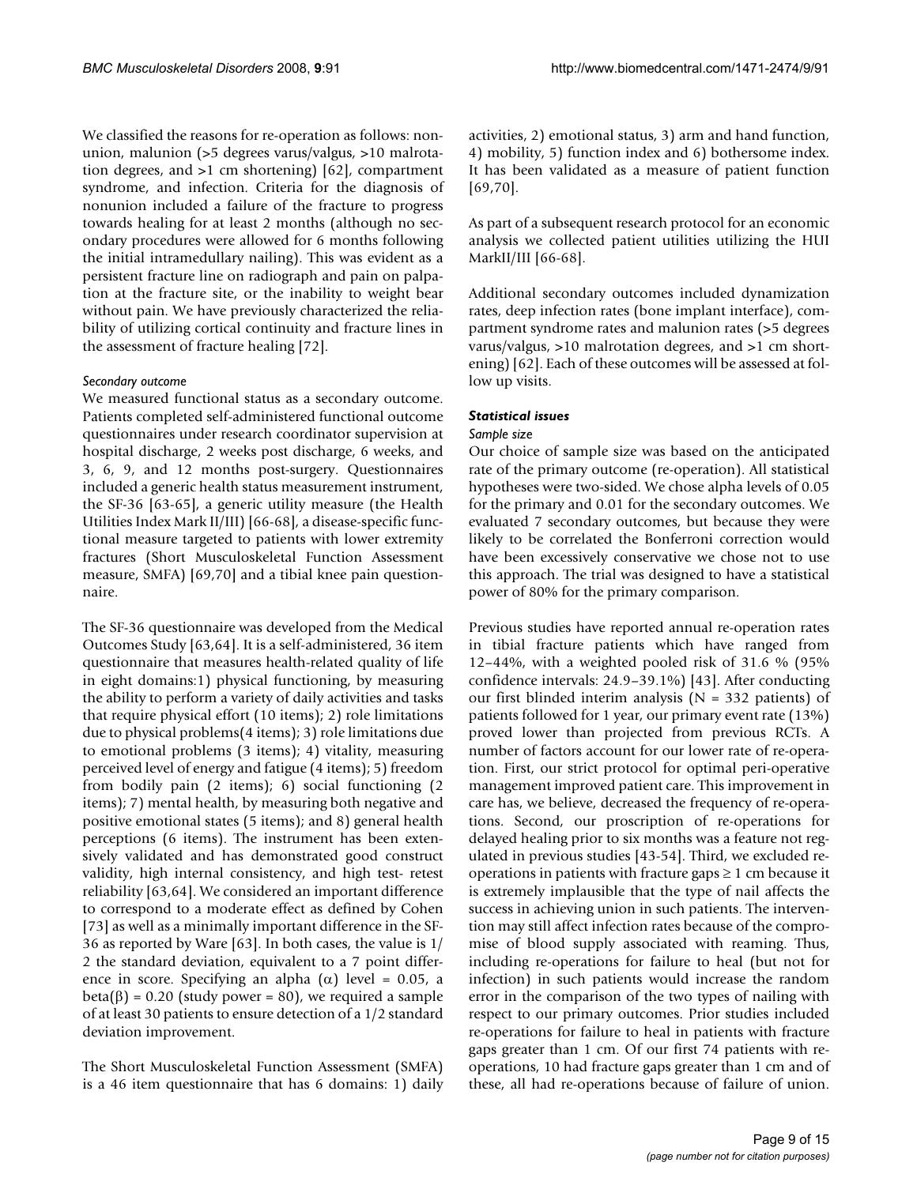We classified the reasons for re-operation as follows: nonunion, malunion (>5 degrees varus/valgus, >10 malrotation degrees, and >1 cm shortening) [62], compartment syndrome, and infection. Criteria for the diagnosis of nonunion included a failure of the fracture to progress towards healing for at least 2 months (although no secondary procedures were allowed for 6 months following the initial intramedullary nailing). This was evident as a persistent fracture line on radiograph and pain on palpation at the fracture site, or the inability to weight bear without pain. We have previously characterized the reliability of utilizing cortical continuity and fracture lines in the assessment of fracture healing [72].

*Secondary outcome*

We measured functional status as a secondary outcome. Patients completed self-administered functional outcome questionnaires under research coordinator supervision at hospital discharge, 2 weeks post discharge, 6 weeks, and 3, 6, 9, and 12 months post-surgery. Questionnaires included a generic health status measurement instrument, the SF-36 [63-65], a generic utility measure (the Health Utilities Index Mark II/III) [66-68], a disease-specific functional measure targeted to patients with lower extremity fractures (Short Musculoskeletal Function Assessment measure, SMFA) [69,70] and a tibial knee pain questionnaire.

The SF-36 questionnaire was developed from the Medical Outcomes Study [63,64]. It is a self-administered, 36 item questionnaire that measures health-related quality of life in eight domains:1) physical functioning, by measuring the ability to perform a variety of daily activities and tasks that require physical effort (10 items); 2) role limitations due to physical problems(4 items); 3) role limitations due to emotional problems (3 items); 4) vitality, measuring perceived level of energy and fatigue (4 items); 5) freedom from bodily pain (2 items); 6) social functioning (2 items); 7) mental health, by measuring both negative and positive emotional states (5 items); and 8) general health perceptions (6 items). The instrument has been extensively validated and has demonstrated good construct validity, high internal consistency, and high test- retest reliability [63,64]. We considered an important difference to correspond to a moderate effect as defined by Cohen [73] as well as a minimally important difference in the SF-36 as reported by Ware [63]. In both cases, the value is 1/2 the standard deviation, equivalent to a 7 point difference in score. Specifying an alpha ($\alpha$) level = 0.05, a beta($\beta$) = 0.20 (study power = 80), we required a sample of at least 30 patients to ensure detection of a 1/2 standard deviation improvement.

The Short Musculoskeletal Function Assessment (SMFA) is a 46 item questionnaire that has 6 domains: 1) daily activities, 2) emotional status, 3) arm and hand function, 4) mobility, 5) function index and 6) bothersome index. It has been validated as a measure of patient function [69,70].

As part of a subsequent research protocol for an economic analysis we collected patient utilities utilizing the HUI MarkII/III [66-68].

Additional secondary outcomes included dynamization rates, deep infection rates (bone implant interface), compartment syndrome rates and malunion rates (>5 degrees varus/valgus, >10 malrotation degrees, and >1 cm shortening) [62]. Each of these outcomes will be assessed at follow up visits.

### Statistical issues

*Sample size*

Our choice of sample size was based on the anticipated rate of the primary outcome (re-operation). All statistical hypotheses were two-sided. We chose alpha levels of 0.05 for the primary and 0.01 for the secondary outcomes. We evaluated 7 secondary outcomes, but because they were likely to be correlated the Bonferroni correction would have been excessively conservative we chose not to use this approach. The trial was designed to have a statistical power of 80% for the primary comparison.

Previous studies have reported annual re-operation rates in tibial fracture patients which have ranged from 12–44%, with a weighted pooled risk of 31.6 % (95% confidence intervals: 24.9–39.1%) [43]. After conducting our first blinded interim analysis (N = 332 patients) of patients followed for 1 year, our primary event rate (13%) proved lower than projected from previous RCTs. A number of factors account for our lower rate of re-operation. First, our strict protocol for optimal peri-operative management improved patient care. This improvement in care has, we believe, decreased the frequency of re-operations. Second, our proscription of re-operations for delayed healing prior to six months was a feature not regulated in previous studies [43-54]. Third, we excluded re-operations in patients with fracture gaps ≥ 1 cm because it is extremely implausible that the type of nail affects the success in achieving union in such patients. The intervention may still affect infection rates because of the compromise of blood supply associated with reaming. Thus, including re-operations for failure to heal (but not for infection) in such patients would increase the random error in the comparison of the two types of nailing with respect to our primary outcomes. Prior studies included re-operations for failure to heal in patients with fracture gaps greater than 1 cm. Of our first 74 patients with re-operations, 10 had fracture gaps greater than 1 cm and of these, all had re-operations because of failure of union.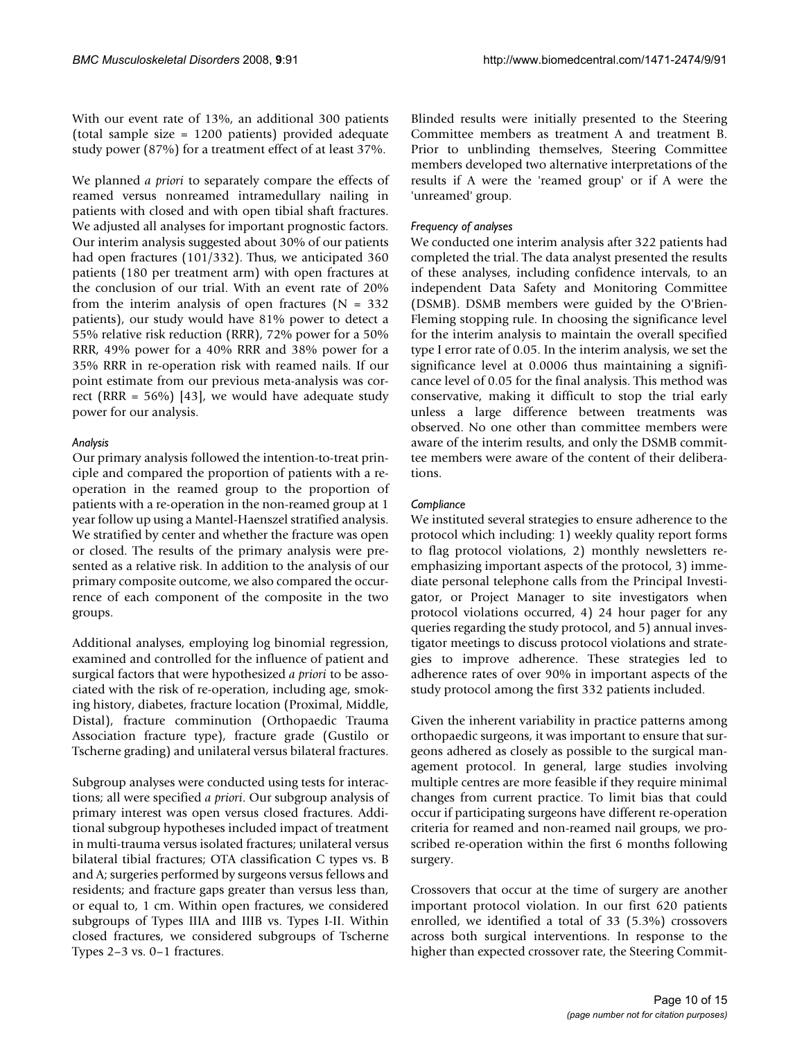With our event rate of 13%, an additional 300 patients (total sample size = 1200 patients) provided adequate study power (87%) for a treatment effect of at least 37%.

We planned *a priori* to separately compare the effects of reamed versus nonreamed intramedullary nailing in patients with closed and with open tibial shaft fractures. We adjusted all analyses for important prognostic factors. Our interim analysis suggested about 30% of our patients had open fractures (101/332). Thus, we anticipated 360 patients (180 per treatment arm) with open fractures at the conclusion of our trial. With an event rate of 20% from the interim analysis of open fractures (N = 332 patients), our study would have 81% power to detect a 55% relative risk reduction (RRR), 72% power for a 50% RRR, 49% power for a 40% RRR and 38% power for a 35% RRR in re-operation risk with reamed nails. If our point estimate from our previous meta-analysis was correct (RRR = 56%) [43], we would have adequate study power for our analysis.

#### *Analysis*

Our primary analysis followed the intention-to-treat principle and compared the proportion of patients with a re-operation in the reamed group to the proportion of patients with a re-operation in the non-reamed group at 1 year follow up using a Mantel-Haenszel stratified analysis. We stratified by center and whether the fracture was open or closed. The results of the primary analysis were presented as a relative risk. In addition to the analysis of our primary composite outcome, we also compared the occurrence of each component of the composite in the two groups.

Additional analyses, employing log binomial regression, examined and controlled for the influence of patient and surgical factors that were hypothesized *a priori* to be associated with the risk of re-operation, including age, smoking history, diabetes, fracture location (Proximal, Middle, Distal), fracture comminution (Orthopaedic Trauma Association fracture type), fracture grade (Gustilo or Tscherne grading) and unilateral versus bilateral fractures.

Subgroup analyses were conducted using tests for interactions; all were specified *a priori*. Our subgroup analysis of primary interest was open versus closed fractures. Additional subgroup hypotheses included impact of treatment in multi-trauma versus isolated fractures; unilateral versus bilateral tibial fractures; OTA classification C types vs. B and A; surgeries performed by surgeons versus fellows and residents; and fracture gaps greater than versus less than, or equal to, 1 cm. Within open fractures, we considered subgroups of Types IIIA and IIIB vs. Types I-II. Within closed fractures, we considered subgroups of Tscherne Types 2–3 vs. 0–1 fractures.

Blinded results were initially presented to the Steering Committee members as treatment A and treatment B. Prior to unblinding themselves, Steering Committee members developed two alternative interpretations of the results if A were the 'reamed group' or if A were the 'unreamed' group.

#### *Frequency of analyses*

We conducted one interim analysis after 322 patients had completed the trial. The data analyst presented the results of these analyses, including confidence intervals, to an independent Data Safety and Monitoring Committee (DSMB). DSMB members were guided by the O'Brien-Fleming stopping rule. In choosing the significance level for the interim analysis to maintain the overall specified type I error rate of 0.05. In the interim analysis, we set the significance level at 0.0006 thus maintaining a significance level of 0.05 for the final analysis. This method was conservative, making it difficult to stop the trial early unless a large difference between treatments was observed. No one other than committee members were aware of the interim results, and only the DSMB committee members were aware of the content of their deliberations.

#### *Compliance*

We instituted several strategies to ensure adherence to the protocol which including: 1) weekly quality report forms to flag protocol violations, 2) monthly newsletters re-emphasizing important aspects of the protocol, 3) immediate personal telephone calls from the Principal Investigator, or Project Manager to site investigators when protocol violations occurred, 4) 24 hour pager for any queries regarding the study protocol, and 5) annual investigator meetings to discuss protocol violations and strategies to improve adherence. These strategies led to adherence rates of over 90% in important aspects of the study protocol among the first 332 patients included.

Given the inherent variability in practice patterns among orthopaedic surgeons, it was important to ensure that surgeons adhered as closely as possible to the surgical management protocol. In general, large studies involving multiple centres are more feasible if they require minimal changes from current practice. To limit bias that could occur if participating surgeons have different re-operation criteria for reamed and non-reamed nail groups, we proscribed re-operation within the first 6 months following surgery.

Crossovers that occur at the time of surgery are another important protocol violation. In our first 620 patients enrolled, we identified a total of 33 (5.3%) crossovers across both surgical interventions. In response to the higher than expected crossover rate, the Steering Commit-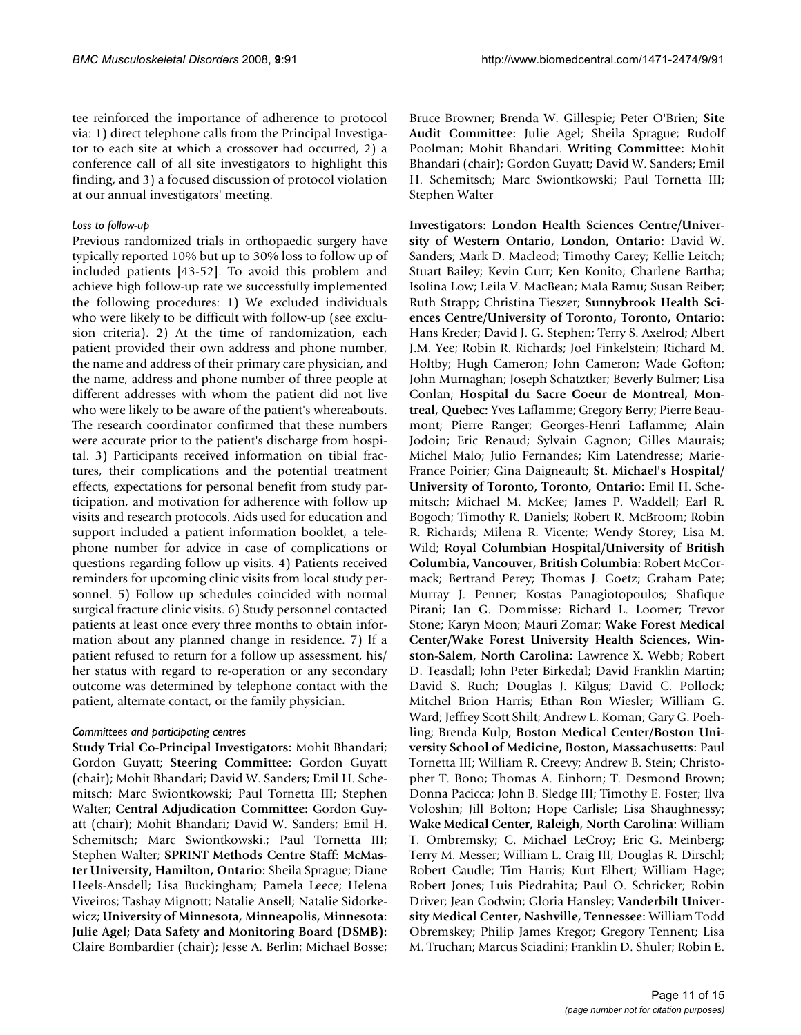tee reinforced the importance of adherence to protocol via: 1) direct telephone calls from the Principal Investigator to each site at which a crossover had occurred, 2) a conference call of all site investigators to highlight this finding, and 3) a focused discussion of protocol violation at our annual investigators' meeting.

### *Loss to follow-up*

Previous randomized trials in orthopaedic surgery have typically reported 10% but up to 30% loss to follow up of included patients [43-52]. To avoid this problem and achieve high follow-up rate we successfully implemented the following procedures: 1) We excluded individuals who were likely to be difficult with follow-up (see exclusion criteria). 2) At the time of randomization, each patient provided their own address and phone number, the name and address of their primary care physician, and the name, address and phone number of three people at different addresses with whom the patient did not live who were likely to be aware of the patient's whereabouts. The research coordinator confirmed that these numbers were accurate prior to the patient's discharge from hospital. 3) Participants received information on tibial fractures, their complications and the potential treatment effects, expectations for personal benefit from study participation, and motivation for adherence with follow up visits and research protocols. Aids used for education and support included a patient information booklet, a telephone number for advice in case of complications or questions regarding follow up visits. 4) Patients received reminders for upcoming clinic visits from local study personnel. 5) Follow up schedules coincided with normal surgical fracture clinic visits. 6) Study personnel contacted patients at least once every three months to obtain information about any planned change in residence. 7) If a patient refused to return for a follow up assessment, his/her status with regard to re-operation or any secondary outcome was determined by telephone contact with the patient, alternate contact, or the family physician.

### *Committees and participating centres*

**Study Trial Co-Principal Investigators:** Mohit Bhandari; Gordon Guyatt; **Steering Committee:** Gordon Guyatt (chair); Mohit Bhandari; David W. Sanders; Emil H. Schemitsch; Marc Swiontkowski; Paul Tornetta III; Stephen Walter; **Central Adjudication Committee:** Gordon Guyatt (chair); Mohit Bhandari; David W. Sanders; Emil H. Schemitsch; Marc Swiontkowski.; Paul Tornetta III; Stephen Walter; **SPRINT Methods Centre Staff: McMaster University, Hamilton, Ontario:** Sheila Sprague; Diane Heels-Ansdell; Lisa Buckingham; Pamela Leece; Helena Viveiros; Tashay Mignott; Natalie Ansell; Natalie Sidorkewicz; **University of Minnesota, Minneapolis, Minnesota: Julie Agel; Data Safety and Monitoring Board (DSMB):** Claire Bombardier (chair); Jesse A. Berlin; Michael Bosse; Bruce Browner; Brenda W. Gillespie; Peter O'Brien; **Site Audit Committee:** Julie Agel; Sheila Sprague; Rudolf Poolman; Mohit Bhandari. **Writing Committee:** Mohit Bhandari (chair); Gordon Guyatt; David W. Sanders; Emil H. Schemitsch; Marc Swiontkowski; Paul Tornetta III; Stephen Walter

**Investigators: London Health Sciences Centre/University of Western Ontario, London, Ontario:** David W. Sanders; Mark D. Macleod; Timothy Carey; Kellie Leitch; Stuart Bailey; Kevin Gurr; Ken Konito; Charlene Bartha; Isolina Low; Leila V. MacBean; Mala Ramu; Susan Reiber; Ruth Strapp; Christina Tieszer; **Sunnybrook Health Sciences Centre/University of Toronto, Toronto, Ontario:** Hans Kreder; David J. G. Stephen; Terry S. Axelrod; Albert J.M. Yee; Robin R. Richards; Joel Finkelstein; Richard M. Holtby; Hugh Cameron; John Cameron; Wade Gofton; John Murnaghan; Joseph Schatztker; Beverly Bulmer; Lisa Conlan; **Hospital du Sacre Coeur de Montreal, Montreal, Quebec:** Yves Laflamme; Gregory Berry; Pierre Beaumont; Pierre Ranger; Georges-Henri Laflamme; Alain Jodoin; Eric Renaud; Sylvain Gagnon; Gilles Maurais; Michel Malo; Julio Fernandes; Kim Latendresse; Marie-France Poirier; Gina Daigneault; **St. Michael's Hospital/University of Toronto, Toronto, Ontario:** Emil H. Schemitsch; Michael M. McKee; James P. Waddell; Earl R. Bogoch; Timothy R. Daniels; Robert R. McBroom; Robin R. Richards; Milena R. Vicente; Wendy Storey; Lisa M. Wild; **Royal Columbian Hospital/University of British Columbia, Vancouver, British Columbia:** Robert McCormack; Bertrand Perey; Thomas J. Goetz; Graham Pate; Murray J. Penner; Kostas Panagiotopoulos; Shafique Pirani; Ian G. Dommisse; Richard L. Loomer; Trevor Stone; Karyn Moon; Mauri Zomar; **Wake Forest Medical Center/Wake Forest University Health Sciences, Winston-Salem, North Carolina:** Lawrence X. Webb; Robert D. Teasdall; John Peter Birkedal; David Franklin Martin; David S. Ruch; Douglas J. Kilgus; David C. Pollock; Mitchel Brion Harris; Ethan Ron Wiesler; William G. Ward; Jeffrey Scott Shilt; Andrew L. Koman; Gary G. Poehling; Brenda Kulp; **Boston Medical Center/Boston University School of Medicine, Boston, Massachusetts:** Paul Tornetta III; William R. Creevy; Andrew B. Stein; Christopher T. Bono; Thomas A. Einhorn; T. Desmond Brown; Donna Pacicca; John B. Sledge III; Timothy E. Foster; Ilva Voloshin; Jill Bolton; Hope Carlisle; Lisa Shaughnessy; **Wake Medical Center, Raleigh, North Carolina:** William T. Ombremsky; C. Michael LeCroy; Eric G. Meinberg; Terry M. Messer; William L. Craig III; Douglas R. Dirschl; Robert Caudle; Tim Harris; Kurt Elhert; William Hage; Robert Jones; Luis Piedrahita; Paul O. Schricker; Robin Driver; Jean Godwin; Gloria Hansley; **Vanderbilt University Medical Center, Nashville, Tennessee:** William Todd Obremskey; Philip James Kregor; Gregory Tennent; Lisa M. Truchan; Marcus Sciadini; Franklin D. Shuler; Robin E.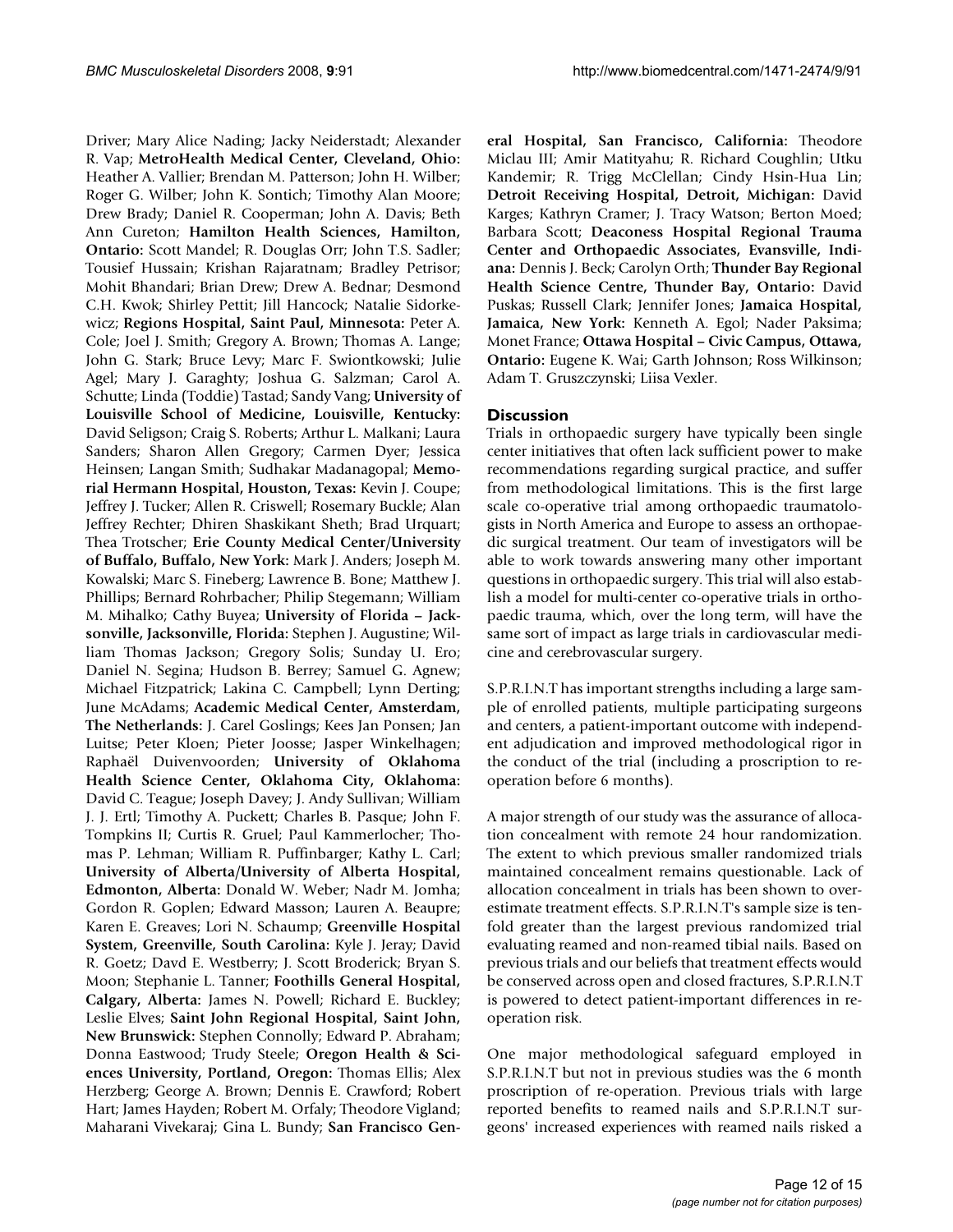Driver; Mary Alice Nading; Jacky Neiderstadt; Alexander R. Vap; **MetroHealth Medical Center, Cleveland, Ohio:** Heather A. Vallier; Brendan M. Patterson; John H. Wilber; Roger G. Wilber; John K. Sontich; Timothy Alan Moore; Drew Brady; Daniel R. Cooperman; John A. Davis; Beth Ann Cureton; **Hamilton Health Sciences, Hamilton, Ontario:** Scott Mandel; R. Douglas Orr; John T.S. Sadler; Tousief Hussain; Krishan Rajaratnam; Bradley Petrisor; Mohit Bhandari; Brian Drew; Drew A. Bednar; Desmond C.H. Kwok; Shirley Pettit; Jill Hancock; Natalie Sidorkewicz; **Regions Hospital, Saint Paul, Minnesota:** Peter A. Cole; Joel J. Smith; Gregory A. Brown; Thomas A. Lange; John G. Stark; Bruce Levy; Marc F. Swiontkowski; Julie Agel; Mary J. Garaghty; Joshua G. Salzman; Carol A. Schutte; Linda (Toddie) Tastad; Sandy Vang; **University of Louisville School of Medicine, Louisville, Kentucky:** David Seligson; Craig S. Roberts; Arthur L. Malkani; Laura Sanders; Sharon Allen Gregory; Carmen Dyer; Jessica Heinsen; Langan Smith; Sudhakar Madanagopal; **Memorial Hermann Hospital, Houston, Texas:** Kevin J. Coupe; Jeffrey J. Tucker; Allen R. Criswell; Rosemary Buckle; Alan Jeffrey Rechter; Dhiren Shaskikant Sheth; Brad Urquart; Thea Trotscher; **Erie County Medical Center/University of Buffalo, Buffalo, New York:** Mark J. Anders; Joseph M. Kowalski; Marc S. Fineberg; Lawrence B. Bone; Matthew J. Phillips; Bernard Rohrbacher; Philip Stegemann; William M. Mihalko; Cathy Buyea; **University of Florida – Jacksonville, Jacksonville, Florida:** Stephen J. Augustine; William Thomas Jackson; Gregory Solis; Sunday U. Ero; Daniel N. Segina; Hudson B. Berrey; Samuel G. Agnew; Michael Fitzpatrick; Lakina C. Campbell; Lynn Derting; June McAdams; **Academic Medical Center, Amsterdam, The Netherlands:** J. Carel Goslings; Kees Jan Ponsen; Jan Luitse; Peter Kloen; Pieter Joosse; Jasper Winkelhagen; Raphaël Duivenvoorden; **University of Oklahoma Health Science Center, Oklahoma City, Oklahoma:** David C. Teague; Joseph Davey; J. Andy Sullivan; William J. J. Ertl; Timothy A. Puckett; Charles B. Pasque; John F. Tompkins II; Curtis R. Gruel; Paul Kammerlocher; Thomas P. Lehman; William R. Puffinbarger; Kathy L. Carl; **University of Alberta/University of Alberta Hospital, Edmonton, Alberta:** Donald W. Weber; Nadr M. Jomha; Gordon R. Goplen; Edward Masson; Lauren A. Beaupre; Karen E. Greaves; Lori N. Schaump; **Greenville Hospital System, Greenville, South Carolina:** Kyle J. Jeray; David R. Goetz; Davd E. Westberry; J. Scott Broderick; Bryan S. Moon; Stephanie L. Tanner; **Foothills General Hospital, Calgary, Alberta:** James N. Powell; Richard E. Buckley; Leslie Elves; **Saint John Regional Hospital, Saint John, New Brunswick:** Stephen Connolly; Edward P. Abraham; Donna Eastwood; Trudy Steele; **Oregon Health & Sciences University, Portland, Oregon:** Thomas Ellis; Alex Herzberg; George A. Brown; Dennis E. Crawford; Robert Hart; James Hayden; Robert M. Orfaly; Theodore Vigland; Maharani Vivekaraj; Gina L. Bundy; **San Francisco General Hospital, San Francisco, California:** Theodore Miclau III; Amir Matityahu; R. Richard Coughlin; Utku Kandemir; R. Trigg McClellan; Cindy Hsin-Hua Lin; **Detroit Receiving Hospital, Detroit, Michigan:** David Karges; Kathryn Cramer; J. Tracy Watson; Berton Moed; Barbara Scott; **Deaconess Hospital Regional Trauma Center and Orthopaedic Associates, Evansville, Indiana:** Dennis J. Beck; Carolyn Orth; **Thunder Bay Regional Health Science Centre, Thunder Bay, Ontario:** David Puskas; Russell Clark; Jennifer Jones; **Jamaica Hospital, Jamaica, New York:** Kenneth A. Egol; Nader Paksima; Monet France; **Ottawa Hospital – Civic Campus, Ottawa, Ontario:** Eugene K. Wai; Garth Johnson; Ross Wilkinson; Adam T. Gruszczynski; Liisa Vexler.

## Discussion

Trials in orthopaedic surgery have typically been single center initiatives that often lack sufficient power to make recommendations regarding surgical practice, and suffer from methodological limitations. This is the first large scale co-operative trial among orthopaedic traumatologists in North America and Europe to assess an orthopaedic surgical treatment. Our team of investigators will be able to work towards answering many other important questions in orthopaedic surgery. This trial will also establish a model for multi-center co-operative trials in orthopaedic trauma, which, over the long term, will have the same sort of impact as large trials in cardiovascular medicine and cerebrovascular surgery.

S.P.R.I.N.T has important strengths including a large sample of enrolled patients, multiple participating surgeons and centers, a patient-important outcome with independent adjudication and improved methodological rigor in the conduct of the trial (including a proscription to re-operation before 6 months).

A major strength of our study was the assurance of allocation concealment with remote 24 hour randomization. The extent to which previous smaller randomized trials maintained concealment remains questionable. Lack of allocation concealment in trials has been shown to overestimate treatment effects. S.P.R.I.N.T's sample size is ten-fold greater than the largest previous randomized trial evaluating reamed and non-reamed tibial nails. Based on previous trials and our beliefs that treatment effects would be conserved across open and closed fractures, S.P.R.I.N.T is powered to detect patient-important differences in re-operation risk.

One major methodological safeguard employed in S.P.R.I.N.T but not in previous studies was the 6 month proscription of re-operation. Previous trials with large reported benefits to reamed nails and S.P.R.I.N.T surgeons' increased experiences with reamed nails risked a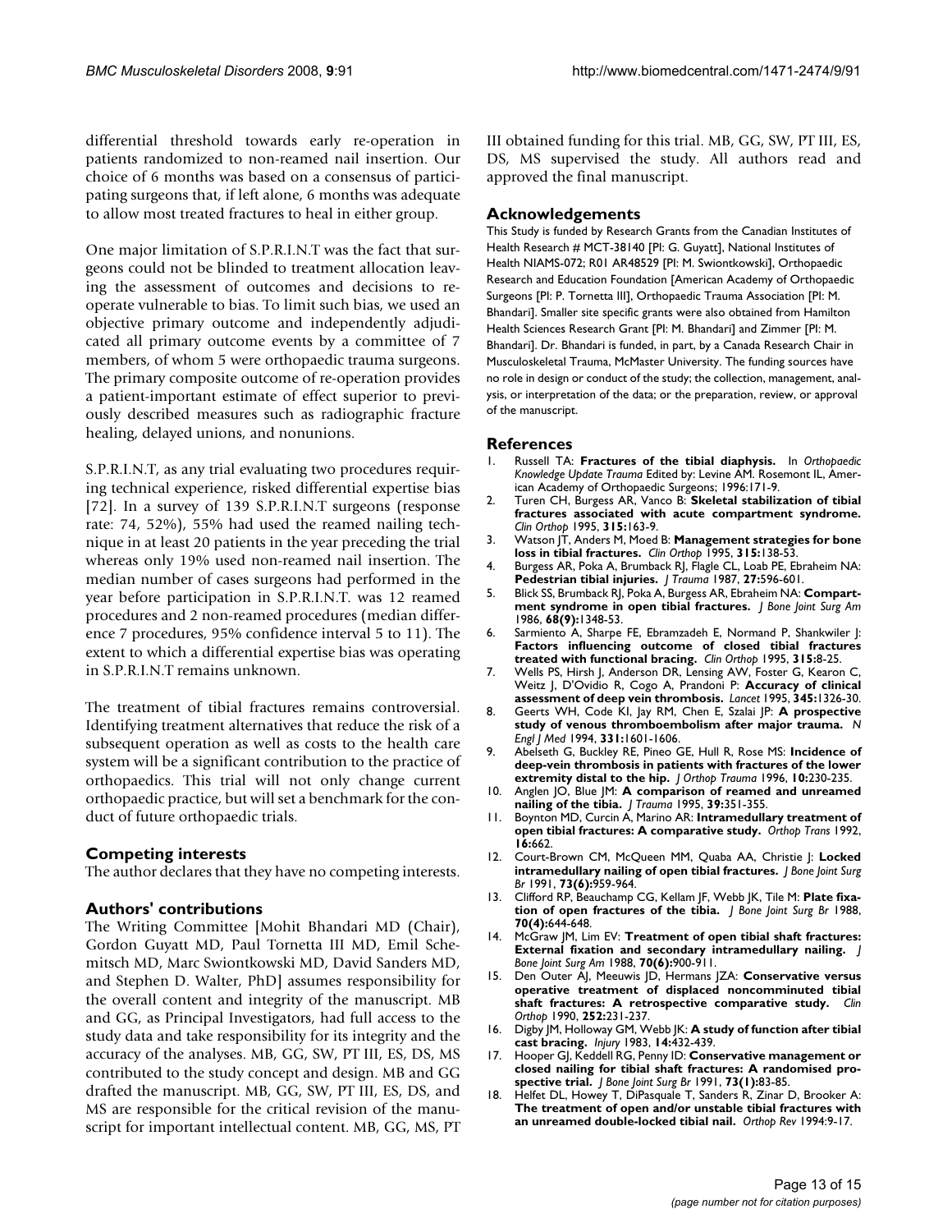differential threshold towards early re-operation in patients randomized to non-reamed nail insertion. Our choice of 6 months was based on a consensus of participating surgeons that, if left alone, 6 months was adequate to allow most treated fractures to heal in either group.

One major limitation of S.P.R.I.N.T was the fact that surgeons could not be blinded to treatment allocation leaving the assessment of outcomes and decisions to re-operate vulnerable to bias. To limit such bias, we used an objective primary outcome and independently adjudicated all primary outcome events by a committee of 7 members, of whom 5 were orthopaedic trauma surgeons. The primary composite outcome of re-operation provides a patient-important estimate of effect superior to previously described measures such as radiographic fracture healing, delayed unions, and nonunions.

S.P.R.I.N.T, as any trial evaluating two procedures requiring technical experience, risked differential expertise bias [72]. In a survey of 139 S.P.R.I.N.T surgeons (response rate: 74, 52%), 55% had used the reamed nailing technique in at least 20 patients in the year preceding the trial whereas only 19% used non-reamed nail insertion. The median number of cases surgeons had performed in the year before participation in S.P.R.I.N.T. was 12 reamed procedures and 2 non-reamed procedures (median difference 7 procedures, 95% confidence interval 5 to 11). The extent to which a differential expertise bias was operating in S.P.R.I.N.T remains unknown.

The treatment of tibial fractures remains controversial. Identifying treatment alternatives that reduce the risk of a subsequent operation as well as costs to the health care system will be a significant contribution to the practice of orthopaedics. This trial will not only change current orthopaedic practice, but will set a benchmark for the conduct of future orthopaedic trials.

## Competing interests

The author declares that they have no competing interests.

## Authors' contributions

The Writing Committee [Mohit Bhandari MD (Chair), Gordon Guyatt MD, Paul Tornetta III MD, Emil Schemitsch MD, Marc Swiontkowski MD, David Sanders MD, and Stephen D. Walter, PhD] assumes responsibility for the overall content and integrity of the manuscript. MB and GG, as Principal Investigators, had full access to the study data and take responsibility for its integrity and the accuracy of the analyses. MB, GG, SW, PT III, ES, DS, MS contributed to the study concept and design. MB and GG drafted the manuscript. MB, GG, SW, PT III, ES, DS, and MS are responsible for the critical revision of the manuscript for important intellectual content. MB, GG, MS, PT III obtained funding for this trial. MB, GG, SW, PT III, ES, DS, MS supervised the study. All authors read and approved the final manuscript.

## Acknowledgements

This Study is funded by Research Grants from the Canadian Institutes of Health Research # MCT-38140 [PI: G. Guyatt], National Institutes of Health NIAMS-072; R01 AR48529 [PI: M. Swiontkowski], Orthopaedic Research and Education Foundation [American Academy of Orthopaedic Surgeons [PI: P. Tornetta III], Orthopaedic Trauma Association [PI: M. Bhandari]. Smaller site specific grants were also obtained from Hamilton Health Sciences Research Grant [PI: M. Bhandari] and Zimmer [PI: M. Bhandari]. Dr. Bhandari is funded, in part, by a Canada Research Chair in Musculoskeletal Trauma, McMaster University. The funding sources have no role in design or conduct of the study; the collection, management, analysis, or interpretation of the data; or the preparation, review, or approval of the manuscript.

## References

1. Russell TA: **Fractures of the tibial diaphysis.** In *Orthopaedic Knowledge Update Trauma* Edited by: Levine AM. Rosemont IL, American Academy of Orthopaedic Surgeons; 1996:171-9.
2. Turen CH, Burgess AR, Vanco B: **Skeletal stabilization of tibial fractures associated with acute compartment syndrome.** *Clin Orthop* 1995, **315:**163-9.
3. Watson JT, Anders M, Moed B: **Management strategies for bone loss in tibial fractures.** *Clin Orthop* 1995, **315:**138-53.
4. Burgess AR, Poka A, Brumback RJ, Flagle CL, Loab PE, Ebraheim NA: **Pedestrian tibial injuries.** *J Trauma* 1987, **27:**596-601.
5. Blick SS, Brumback RJ, Poka A, Burgess AR, Ebraheim NA: **Compartment syndrome in open tibial fractures.** *J Bone Joint Surg Am* 1986, **68(9):**1348-53.
6. Sarmiento A, Sharpe FE, Ebramzadeh E, Normand P, Shankwiler J: **Factors influencing outcome of closed tibial fractures treated with functional bracing.** *Clin Orthop* 1995, **315:**8-25.
7. Wells PS, Hirsh J, Anderson DR, Lensing AW, Foster G, Kearon C, Weitz J, D'Ovidio R, Cogo A, Prandoni P: **Accuracy of clinical assessment of deep vein thrombosis.** *Lancet* 1995, **345:**1326-30.
8. Geerts WH, Code KI, Jay RM, Chen E, Szalai JP: **A prospective study of venous thromboembolism after major trauma.** *N Engl J Med* 1994, **331:**1601-1606.
9. Abelseth G, Buckley RE, Pineo GE, Hull R, Rose MS: **Incidence of deep-vein thrombosis in patients with fractures of the lower extremity distal to the hip.** *J Orthop Trauma* 1996, **10:**230-235.
10. Anglen JO, Blue JM: **A comparison of reamed and unreamed nailing of the tibia.** *J Trauma* 1995, **39:**351-355.
11. Boynton MD, Curcin A, Marino AR: **Intramedullary treatment of open tibial fractures: A comparative study.** *Orthop Trans* 1992, **16:**662.
12. Court-Brown CM, McQueen MM, Quaba AA, Christie J: **Locked intramedullary nailing of open tibial fractures.** *J Bone Joint Surg Br* 1991, **73(6):**959-964.
13. Clifford RP, Beauchamp CG, Kellam JF, Webb JK, Tile M: **Plate fixation of open fractures of the tibia.** *J Bone Joint Surg Br* 1988, **70(4):**644-648.
14. McGraw JM, Lim EV: **Treatment of open tibial shaft fractures: External fixation and secondary intramedullary nailing.** *J Bone Joint Surg Am* 1988, **70(6):**900-911.
15. Den Outer AJ, Meeuwis JD, Hermans JZA: **Conservative versus operative treatment of displaced noncomminuted tibial shaft fractures: A retrospective comparative study.** *Clin Orthop* 1990, **252:**231-237.
16. Digby JM, Holloway GM, Webb JK: **A study of function after tibial cast bracing.** *Injury* 1983, **14:**432-439.
17. Hooper GJ, Keddell RG, Penny ID: **Conservative management or closed nailing for tibial shaft fractures: A randomised prospective trial.** *J Bone Joint Surg Br* 1991, **73(1):**83-85.
18. Helfet DL, Howey T, DiPasquale T, Sanders R, Zinar D, Brooker A: **The treatment of open and/or unstable tibial fractures with an unreamed double-locked tibial nail.** *Orthop Rev* 1994:9-17.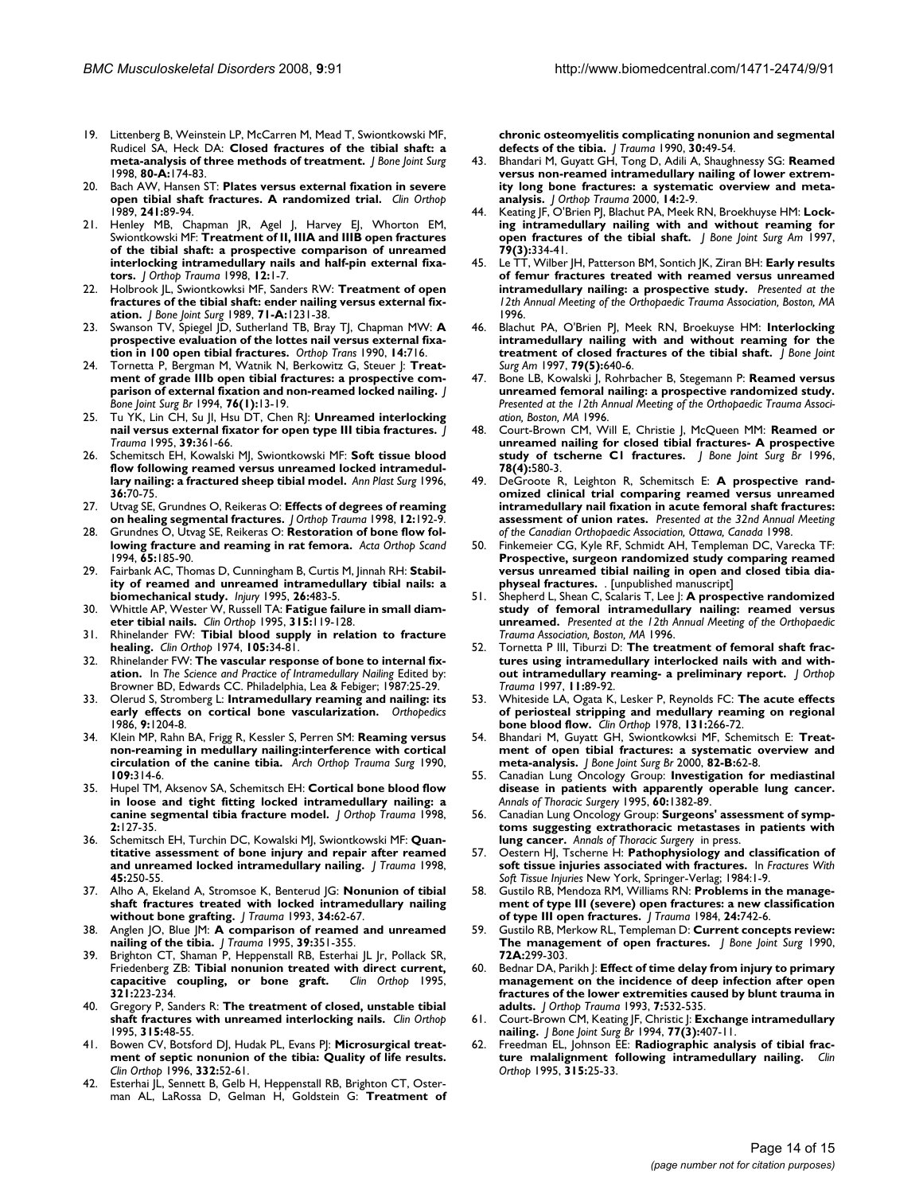19. Littenberg B, Weinstein LP, McCarren M, Mead T, Swiontkowski MF, Rudicel SA, Heck DA: **Closed fractures of the tibial shaft: a meta-analysis of three methods of treatment.** *J Bone Joint Surg* 1998, **80-A:**174-83.
20. Bach AW, Hansen ST: **Plates versus external fixation in severe open tibial shaft fractures. A randomized trial.** *Clin Orthop* 1989, **241:**89-94.
21. Henley MB, Chapman JR, Agel J, Harvey EJ, Whorton EM, Swiontkowski MF: **Treatment of II, IIIA and IIIB open fractures of the tibial shaft: a prospective comparison of unreamed interlocking intramedullary nails and half-pin external fixators.** *J Orthop Trauma* 1998, **12:**1-7.
22. Holbrook JL, Swiontkowksi MF, Sanders RW: **Treatment of open fractures of the tibial shaft: ender nailing versus external fixation.** *J Bone Joint Surg* 1989, **71-A:**1231-38.
23. Swanson TV, Spiegel JD, Sutherland TB, Bray TJ, Chapman MW: **A prospective evaluation of the lottes nail versus external fixation in 100 open tibial fractures.** *Orthop Trans* 1990, **14:**716.
24. Tornetta P, Bergman M, Watnik N, Berkowitz G, Steuer J: **Treatment of grade IIIb open tibial fractures: a prospective comparison of external fixation and non-reamed locked nailing.** *J Bone Joint Surg Br* 1994, **76(1):**13-19.
25. Tu YK, Lin CH, Su JI, Hsu DT, Chen RJ: **Unreamed interlocking nail versus external fixator for open type III tibia fractures.** *J Trauma* 1995, **39:**361-66.
26. Schemitsch EH, Kowalski MJ, Swiontkowski MF: **Soft tissue blood flow following reamed versus unreamed locked intramedullary nailing: a fractured sheep tibial model.** *Ann Plast Surg* 1996, **36:**70-75.
27. Utvag SE, Grundnes O, Reikeras O: **Effects of degrees of reaming on healing segmental fractures.** *J Orthop Trauma* 1998, **12:**192-9.
28. Grundnes O, Utvag SE, Reikeras O: **Restoration of bone flow following fracture and reaming in rat femora.** *Acta Orthop Scand* 1994, **65:**185-90.
29. Fairbank AC, Thomas D, Cunningham B, Curtis M, Jinnah RH: **Stability of reamed and unreamed intramedullary tibial nails: a biomechanical study.** *Injury* 1995, **26:**483-5.
30. Whittle AP, Wester W, Russell TA: **Fatigue failure in small diameter tibial nails.** *Clin Orthop* 1995, **315:**119-128.
31. Rhinelander FW: **Tibial blood supply in relation to fracture healing.** *Clin Orthop* 1974, **105:**34-81.
32. Rhinelander FW: **The vascular response of bone to internal fixation.** In *The Science and Practice of Intramedullary Nailing* Edited by: Browner BD, Edwards CC. Philadelphia, Lea & Febiger; 1987:25-29.
33. Olerud S, Stromberg L: **Intramedullary reaming and nailing: its early effects on cortical bone vascularization.** *Orthopedics* 1986, **9:**1204-8.
34. Klein MP, Rahn BA, Frigg R, Kessler S, Perren SM: **Reaming versus non-reaming in medullary nailing:interference with cortical circulation of the canine tibia.** *Arch Orthop Trauma Surg* 1990, **109:**314-6.
35. Hupel TM, Aksenov SA, Schemitsch EH: **Cortical bone blood flow in loose and tight fitting locked intramedullary nailing: a canine segmental tibia fracture model.** *J Orthop Trauma* 1998, **2:**127-35.
36. Schemitsch EH, Turchin DC, Kowalski MJ, Swiontkowski MF: **Quantitative assessment of bone injury and repair after reamed and unreamed locked intramedullary nailing.** *J Trauma* 1998, **45:**250-55.
37. Alho A, Ekeland A, Stromsoe K, Benterud JG: **Nonunion of tibial shaft fractures treated with locked intramedullary nailing without bone grafting.** *J Trauma* 1993, **34:**62-67.
38. Anglen JO, Blue JM: **A comparison of reamed and unreamed nailing of the tibia.** *J Trauma* 1995, **39:**351-355.
39. Brighton CT, Shaman P, Heppenstall RB, Esterhai JL Jr, Pollack SR, Friedenberg ZB: **Tibial nonunion treated with direct current, capacitive coupling, or bone graft.** *Clin Orthop* 1995, **321:**223-234.
40. Gregory P, Sanders R: **The treatment of closed, unstable tibial shaft fractures with unreamed interlocking nails.** *Clin Orthop* 1995, **315:**48-55.
41. Bowen CV, Botsford DJ, Hudak PL, Evans PJ: **Microsurgical treatment of septic nonunion of the tibia: Quality of life results.** *Clin Orthop* 1996, 332:52-61.
42. Esterhai JL, Sennett B, Gelb H, Heppenstall RB, Brighton CT, Osterman AL, LaRossa D, Gelman H, Goldstein G: **Treatment of chronic osteomyelitis complicating nonunion and segmental defects of the tibia.** *J Trauma* 1990, **30:**49-54.
43. Bhandari M, Guyatt GH, Tong D, Adili A, Shaughnessy SG: **Reamed versus non-reamed intramedullary nailing of lower extremity long bone fractures: a systematic overview and meta-analysis.** *J Orthop Trauma* 2000, **14:**2-9.
44. Keating JF, O'Brien PJ, Blachut PA, Meek RN, Broekhuyse HM: **Locking intramedullary nailing with and without reaming for open fractures of the tibial shaft.** *J Bone Joint Surg Am* 1997, **79(3):**334-41.
45. Le TT, Wilber JH, Patterson BM, Sontich JK, Ziran BH: **Early results of femur fractures treated with reamed versus unreamed intramedullary nailing: a prospective study.** *Presented at the 12th Annual Meeting of the Orthopaedic Trauma Association, Boston, MA* 1996.
46. Blachut PA, O'Brien PJ, Meek RN, Broekuyse HM: **Interlocking intramedullary nailing with and without reaming for the treatment of closed fractures of the tibial shaft.** *J Bone Joint Surg Am* 1997, **79(5):**640-6.
47. Bone LB, Kowalski J, Rohrbacher B, Stegemann P: **Reamed versus unreamed femoral nailing: a prospective randomized study.** *Presented at the 12th Annual Meeting of the Orthopaedic Trauma Association, Boston, MA* 1996.
48. Court-Brown CM, Will E, Christie J, McQueen MM: **Reamed or unreamed nailing for closed tibial fractures- A prospective study of tscherne C1 fractures.** *J Bone Joint Surg Br* 1996, **78(4):**580-3.
49. DeGroote R, Leighton R, Schemitsch E: **A prospective randomized clinical trial comparing reamed versus unreamed intramedullary nail fixation in acute femoral shaft fractures: assessment of union rates.** *Presented at the 32nd Annual Meeting of the Canadian Orthopaedic Association, Ottawa, Canada* 1998.
50. Finkemeier CG, Kyle RF, Schmidt AH, Templeman DC, Varecka TF: **Prospective, surgeon randomized study comparing reamed versus unreamed tibial nailing in open and closed tibia diaphyseal fractures.** . [unpublished manuscript]
51. Shepherd L, Shean C, Scalaris T, Lee J: **A prospective randomized study of femoral intramedullary nailing: reamed versus unreamed.** *Presented at the 12th Annual Meeting of the Orthopaedic Trauma Association, Boston, MA* 1996.
52. Tornetta P III, Tiburzi D: **The treatment of femoral shaft fractures using intramedullary interlocked nails with and without intramedullary reaming- a preliminary report.** *J Orthop Trauma* 1997, **11:**89-92.
53. Whiteside LA, Ogata K, Lesker P, Reynolds FC: **The acute effects of periosteal stripping and medullary reaming on regional bone blood flow.** *Clin Orthop* 1978, **131:**266-72.
54. Bhandari M, Guyatt GH, Swiontkowksi MF, Schemitsch E: **Treatment of open tibial fractures: a systematic overview and meta-analysis.** *J Bone Joint Surg Br* 2000, **82-B:**62-8.
55. Canadian Lung Oncology Group: **Investigation for mediastinal disease in patients with apparently operable lung cancer.** *Annals of Thoracic Surgery* 1995, **60:**1382-89.
56. Canadian Lung Oncology Group: **Surgeons' assessment of symptoms suggesting extrathoracic metastases in patients with lung cancer.** *Annals of Thoracic Surgery* in press.
57. Oestern HJ, Tscherne H: **Pathophysiology and classification of soft tissue injuries associated with fractures.** In *Fractures With Soft Tissue Injuries* New York, Springer-Verlag; 1984:1-9.
58. Gustilo RB, Mendoza RM, Williams RN: **Problems in the management of type III (severe) open fractures: a new classification of type III open fractures.** *J Trauma* 1984, **24:**742-6.
59. Gustilo RB, Merkow RL, Templeman D: **Current concepts review: The management of open fractures.** *J Bone Joint Surg* 1990, **72A:**299-303.
60. Bednar DA, Parikh J: **Effect of time delay from injury to primary management on the incidence of deep infection after open fractures of the lower extremities caused by blunt trauma in adults.** *J Orthop Trauma* 1993, **7:**532-535.
61. Court-Brown CM, Keating JF, Christic J: **Exchange intramedullary nailing.** *J Bone Joint Surg Br* 1994, **77(3):**407-11.
62. Freedman EL, Johnson EE: **Radiographic analysis of tibial fracture malalignment following intramedullary nailing.** *Clin Orthop* 1995, **315:**25-33.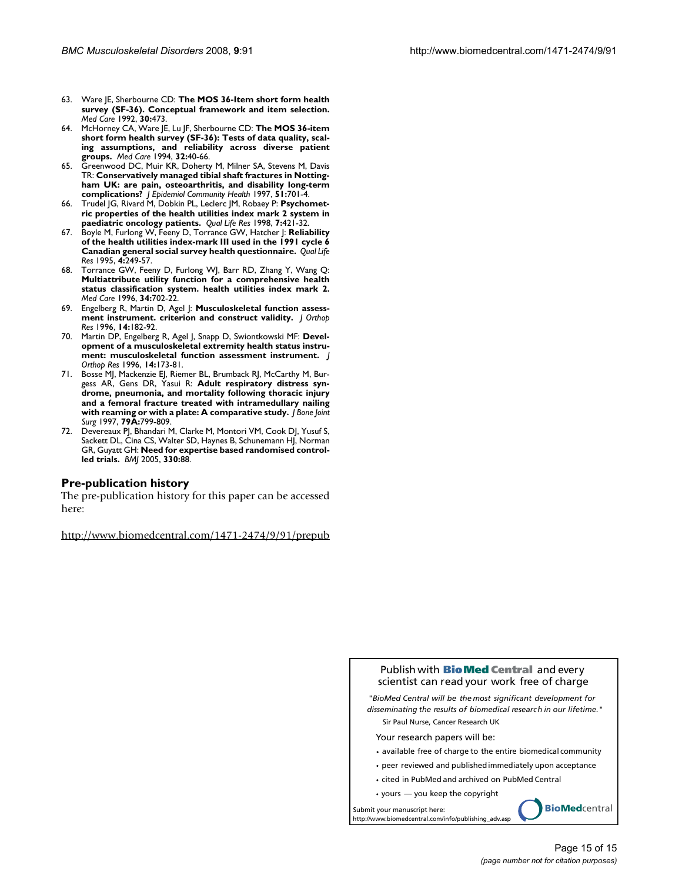63. Ware JE, Sherbourne CD: **The MOS 36-Item short form health survey (SF-36). Conceptual framework and item selection.** *Med Care* 1992, **30:**473.
64. McHorney CA, Ware JE, Lu JF, Sherbourne CD: **The MOS 36-item short form health survey (SF-36): Tests of data quality, scaling assumptions, and reliability across diverse patient groups.** *Med Care* 1994, **32:**40-66.
65. Greenwood DC, Muir KR, Doherty M, Milner SA, Stevens M, Davis TR: **Conservatively managed tibial shaft fractures in Nottingham UK: are pain, osteoarthritis, and disability long-term complications?** *J Epidemiol Community Health* 1997, **51:**701-4.
66. Trudel JG, Rivard M, Dobkin PL, Leclerc JM, Robaey P: **Psychometric properties of the health utilities index mark 2 system in paediatric oncology patients.** *Qual Life Res* 1998, **7:**421-32.
67. Boyle M, Furlong W, Feeny D, Torrance GW, Hatcher J: **Reliability of the health utilities index-mark III used in the 1991 cycle 6 Canadian general social survey health questionnaire.** *Qual Life Res* 1995, **4:**249-57.
68. Torrance GW, Feeny D, Furlong WJ, Barr RD, Zhang Y, Wang Q: **Multiattribute utility function for a comprehensive health status classification system. health utilities index mark 2.** *Med Care* 1996, **34:**702-22.
69. Engelberg R, Martin D, Agel J: **Musculoskeletal function assessment instrument. criterion and construct validity.** *J Orthop Res* 1996, **14:**182-92.
70. Martin DP, Engelberg R, Agel J, Snapp D, Swiontkowski MF: **Development of a musculoskeletal extremity health status instrument: musculoskeletal function assessment instrument.** *J Orthop Res* 1996, **14:**173-81.
71. Bosse MJ, Mackenzie EJ, Riemer BL, Brumback RJ, McCarthy M, Burgess AR, Gens DR, Yasui R: **Adult respiratory distress syndrome, pneumonia, and mortality following thoracic injury and a femoral fracture treated with intramedullary nailing with reaming or with a plate: A comparative study.** *J Bone Joint Surg* 1997, **79A:**799-809.
72. Devereaux PJ, Bhandari M, Clarke M, Montori VM, Cook DJ, Yusuf S, Sackett DL, Cina CS, Walter SD, Haynes B, Schunemann HJ, Norman GR, Guyatt GH: **Need for expertise based randomised controlled trials.** *BMJ* 2005, **330:**88.

## Pre-publication history

The pre-publication history for this paper can be accessed here:

http://www.biomedcentral.com/1471-2474/9/91/prepub

Publish with **BioMed Central** and every scientist can read your work free of charge

*"BioMed Central will be the most significant development for disseminating the results of biomedical research in our lifetime."*

Sir Paul Nurse, Cancer Research UK

Your research papers will be:

- available free of charge to the entire biomedical community
- peer reviewed and published immediately upon acceptance
- cited in PubMed and archived on PubMed Central
- yours — you keep the copyright

Submit your manuscript here:
http://www.biomedcentral.com/info/publishing_adv.asp

**BioMed**central